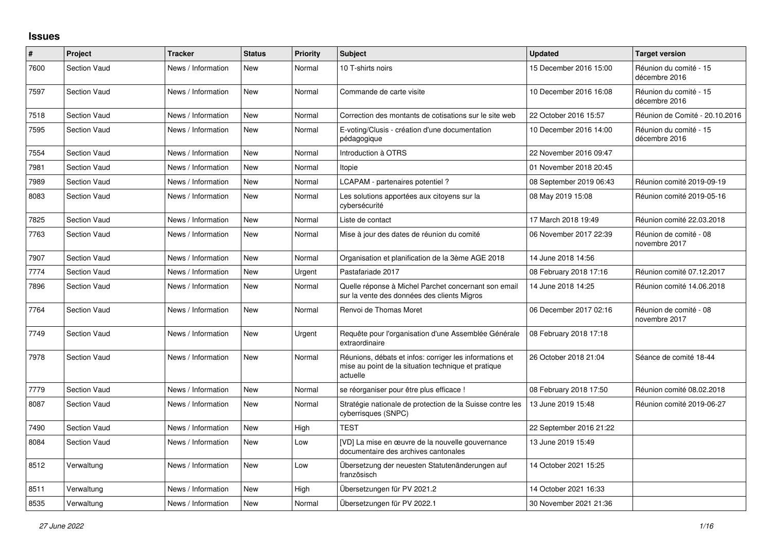## Issues

| # | Project | Tracker | Status | Priority | Subject | Updated | Target version |
|---|---|---|---|---|---|---|---|
| 7600 | Section Vaud | News / Information | New | Normal | 10 T-shirts noirs | 15 December 2016 15:00 | Réunion du comité - 15 décembre 2016 |
| 7597 | Section Vaud | News / Information | New | Normal | Commande de carte visite | 10 December 2016 16:08 | Réunion du comité - 15 décembre 2016 |
| 7518 | Section Vaud | News / Information | New | Normal | Correction des montants de cotisations sur le site web | 22 October 2016 15:57 | Réunion de Comité - 20.10.2016 |
| 7595 | Section Vaud | News / Information | New | Normal | E-voting/Clusis - création d'une documentation pédagogique | 10 December 2016 14:00 | Réunion du comité - 15 décembre 2016 |
| 7554 | Section Vaud | News / Information | New | Normal | Introduction à OTRS | 22 November 2016 09:47 | |
| 7981 | Section Vaud | News / Information | New | Normal | Itopie | 01 November 2018 20:45 | |
| 7989 | Section Vaud | News / Information | New | Normal | LCAPAM - partenaires potentiel ? | 08 September 2019 06:43 | Réunion comité 2019-09-19 |
| 8083 | Section Vaud | News / Information | New | Normal | Les solutions apportées aux citoyens sur la cybersécurité | 08 May 2019 15:08 | Réunion comité 2019-05-16 |
| 7825 | Section Vaud | News / Information | New | Normal | Liste de contact | 17 March 2018 19:49 | Réunion comité 22.03.2018 |
| 7763 | Section Vaud | News / Information | New | Normal | Mise à jour des dates de réunion du comité | 06 November 2017 22:39 | Réunion de comité - 08 novembre 2017 |
| 7907 | Section Vaud | News / Information | New | Normal | Organisation et planification de la 3ème AGE 2018 | 14 June 2018 14:56 | |
| 7774 | Section Vaud | News / Information | New | Urgent | Pastafariade 2017 | 08 February 2018 17:16 | Réunion comité 07.12.2017 |
| 7896 | Section Vaud | News / Information | New | Normal | Quelle réponse à Michel Parchet concernant son email sur la vente des données des clients Migros | 14 June 2018 14:25 | Réunion comité 14.06.2018 |
| 7764 | Section Vaud | News / Information | New | Normal | Renvoi de Thomas Moret | 06 December 2017 02:16 | Réunion de comité - 08 novembre 2017 |
| 7749 | Section Vaud | News / Information | New | Urgent | Requête pour l'organisation d'une Assemblée Générale extraordinaire | 08 February 2018 17:18 | |
| 7978 | Section Vaud | News / Information | New | Normal | Réunions, débats et infos: corriger les informations et mise au point de la situation technique et pratique actuelle | 26 October 2018 21:04 | Séance de comité 18-44 |
| 7779 | Section Vaud | News / Information | New | Normal | se réorganiser pour être plus efficace ! | 08 February 2018 17:50 | Réunion comité 08.02.2018 |
| 8087 | Section Vaud | News / Information | New | Normal | Stratégie nationale de protection de la Suisse contre les cyberrisques (SNPC) | 13 June 2019 15:48 | Réunion comité 2019-06-27 |
| 7490 | Section Vaud | News / Information | New | High | TEST | 22 September 2016 21:22 | |
| 8084 | Section Vaud | News / Information | New | Low | [VD] La mise en œuvre de la nouvelle gouvernance documentaire des archives cantonales | 13 June 2019 15:49 | |
| 8512 | Verwaltung | News / Information | New | Low | Übersetzung der neuesten Statutenänderungen auf französisch | 14 October 2021 15:25 | |
| 8511 | Verwaltung | News / Information | New | High | Übersetzungen für PV 2021.2 | 14 October 2021 16:33 | |
| 8535 | Verwaltung | News / Information | New | Normal | Übersetzungen für PV 2022.1 | 30 November 2021 21:36 | |

*27 June 2022*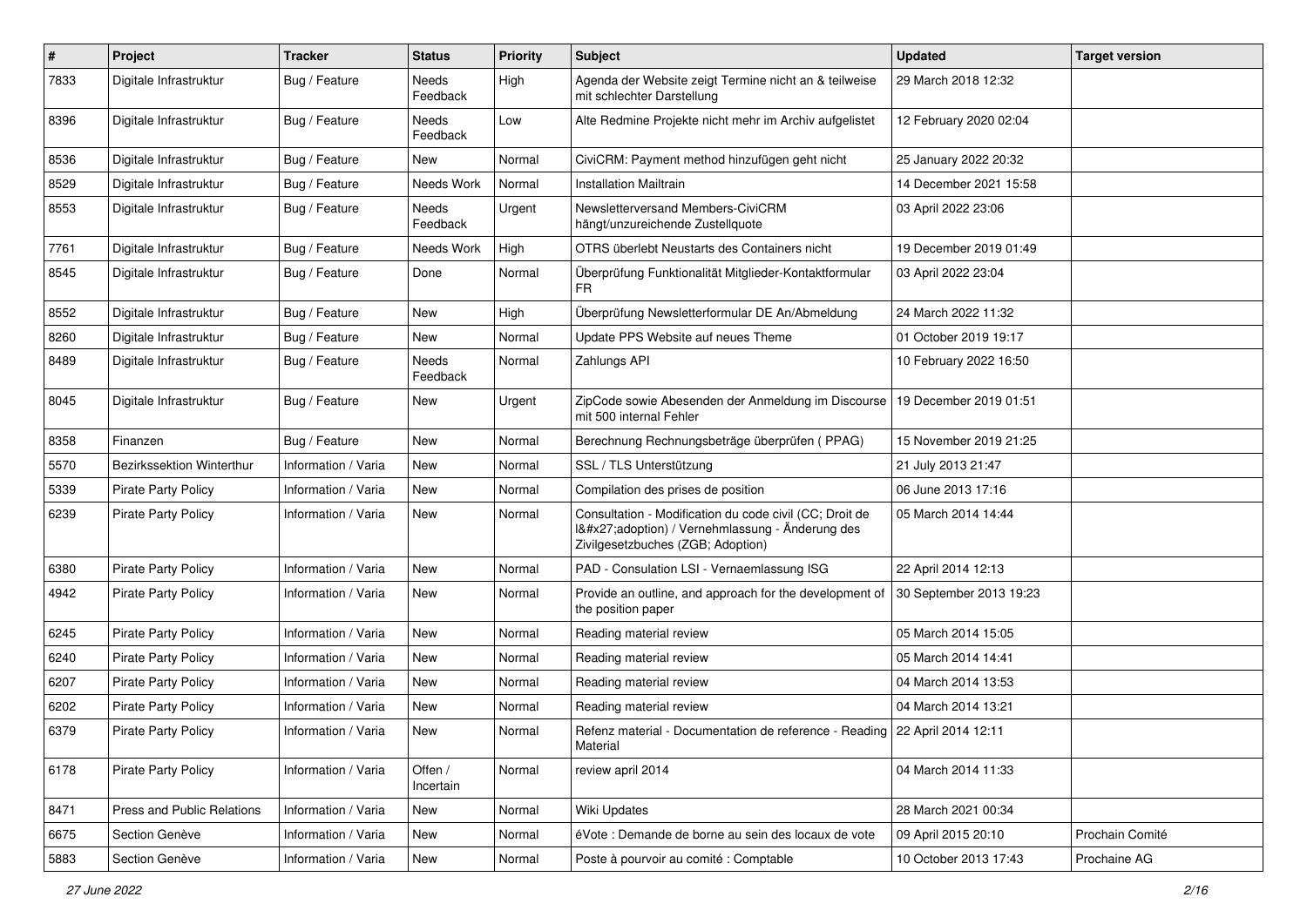| # | Project | Tracker | Status | Priority | Subject | Updated | Target version |
|---|---|---|---|---|---|---|---|
| 7833 | Digitale Infrastruktur | Bug / Feature | Needs Feedback | High | Agenda der Website zeigt Termine nicht an & teilweise mit schlechter Darstellung | 29 March 2018 12:32 | |
| 8396 | Digitale Infrastruktur | Bug / Feature | Needs Feedback | Low | Alte Redmine Projekte nicht mehr im Archiv aufgelistet | 12 February 2020 02:04 | |
| 8536 | Digitale Infrastruktur | Bug / Feature | New | Normal | CiviCRM: Payment method hinzufügen geht nicht | 25 January 2022 20:32 | |
| 8529 | Digitale Infrastruktur | Bug / Feature | Needs Work | Normal | Installation Mailtrain | 14 December 2021 15:58 | |
| 8553 | Digitale Infrastruktur | Bug / Feature | Needs Feedback | Urgent | Newsletterversand Members-CiviCRM hängt/unzureichende Zustellquote | 03 April 2022 23:06 | |
| 7761 | Digitale Infrastruktur | Bug / Feature | Needs Work | High | OTRS überlebt Neustarts des Containers nicht | 19 December 2019 01:49 | |
| 8545 | Digitale Infrastruktur | Bug / Feature | Done | Normal | Überprüfung Funktionalität Mitglieder-Kontaktformular FR | 03 April 2022 23:04 | |
| 8552 | Digitale Infrastruktur | Bug / Feature | New | High | Überprüfung Newsletterformular DE An/Abmeldung | 24 March 2022 11:32 | |
| 8260 | Digitale Infrastruktur | Bug / Feature | New | Normal | Update PPS Website auf neues Theme | 01 October 2019 19:17 | |
| 8489 | Digitale Infrastruktur | Bug / Feature | Needs Feedback | Normal | Zahlungs API | 10 February 2022 16:50 | |
| 8045 | Digitale Infrastruktur | Bug / Feature | New | Urgent | ZipCode sowie Absenden der Anmeldung im Discourse mit 500 internal Fehler | 19 December 2019 01:51 | |
| 8358 | Finanzen | Bug / Feature | New | Normal | Berechnung Rechnungsbeträge überprüfen ( PPAG) | 15 November 2019 21:25 | |
| 5570 | Bezirkssektion Winterthur | Information / Varia | New | Normal | SSL / TLS Unterstützung | 21 July 2013 21:47 | |
| 5339 | Pirate Party Policy | Information / Varia | New | Normal | Compilation des prises de position | 06 June 2013 17:16 | |
| 6239 | Pirate Party Policy | Information / Varia | New | Normal | Consultation - Modification du code civil (CC; Droit de l&#x27;adoption) / Vernehmlassung - Änderung des Zivilgesetzbuches (ZGB; Adoption) | 05 March 2014 14:44 | |
| 6380 | Pirate Party Policy | Information / Varia | New | Normal | PAD - Consulation LSI - Vernaemlassung ISG | 22 April 2014 12:13 | |
| 4942 | Pirate Party Policy | Information / Varia | New | Normal | Provide an outline, and approach for the development of the position paper | 30 September 2013 19:23 | |
| 6245 | Pirate Party Policy | Information / Varia | New | Normal | Reading material review | 05 March 2014 15:05 | |
| 6240 | Pirate Party Policy | Information / Varia | New | Normal | Reading material review | 05 March 2014 14:41 | |
| 6207 | Pirate Party Policy | Information / Varia | New | Normal | Reading material review | 04 March 2014 13:53 | |
| 6202 | Pirate Party Policy | Information / Varia | New | Normal | Reading material review | 04 March 2014 13:21 | |
| 6379 | Pirate Party Policy | Information / Varia | New | Normal | Refenz material - Documentation de reference - Reading Material | 22 April 2014 12:11 | |
| 6178 | Pirate Party Policy | Information / Varia | Offen / Incertain | Normal | review april 2014 | 04 March 2014 11:33 | |
| 8471 | Press and Public Relations | Information / Varia | New | Normal | Wiki Updates | 28 March 2021 00:34 | |
| 6675 | Section Genève | Information / Varia | New | Normal | éVote : Demande de borne au sein des locaux de vote | 09 April 2015 20:10 | Prochain Comité |
| 5883 | Section Genève | Information / Varia | New | Normal | Poste à pourvoir au comité : Comptable | 10 October 2013 17:43 | Prochaine AG |

*27 June 2022*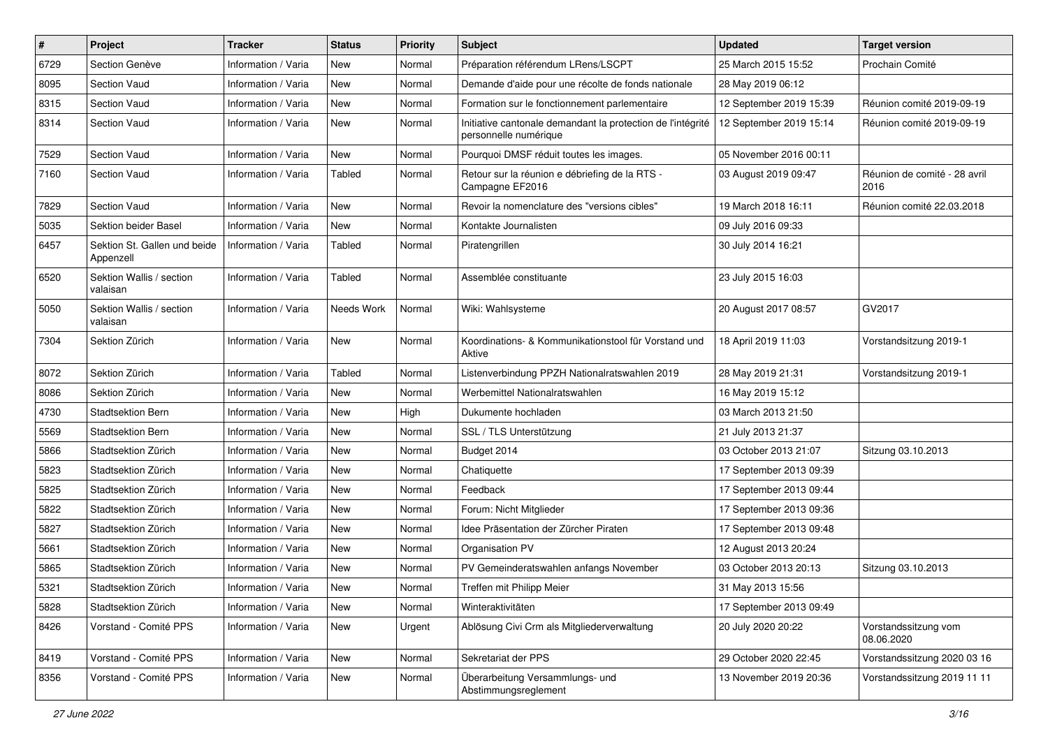| # | Project | Tracker | Status | Priority | Subject | Updated | Target version |
|---|---|---|---|---|---|---|---|
| 6729 | Section Genève | Information / Varia | New | Normal | Préparation référendum LRens/LSCPT | 25 March 2015 15:52 | Prochain Comité |
| 8095 | Section Vaud | Information / Varia | New | Normal | Demande d'aide pour une récolte de fonds nationale | 28 May 2019 06:12 | |
| 8315 | Section Vaud | Information / Varia | New | Normal | Formation sur le fonctionnement parlementaire | 12 September 2019 15:39 | Réunion comité 2019-09-19 |
| 8314 | Section Vaud | Information / Varia | New | Normal | Initiative cantonale demandant la protection de l'intégrité personnelle numérique | 12 September 2019 15:14 | Réunion comité 2019-09-19 |
| 7529 | Section Vaud | Information / Varia | New | Normal | Pourquoi DMSF réduit toutes les images. | 05 November 2016 00:11 | |
| 7160 | Section Vaud | Information / Varia | Tabled | Normal | Retour sur la réunion e débriefing de la RTS - Campagne EF2016 | 03 August 2019 09:47 | Réunion de comité - 28 avril 2016 |
| 7829 | Section Vaud | Information / Varia | New | Normal | Revoir la nomenclature des "versions cibles" | 19 March 2018 16:11 | Réunion comité 22.03.2018 |
| 5035 | Sektion beider Basel | Information / Varia | New | Normal | Kontakte Journalisten | 09 July 2016 09:33 | |
| 6457 | Sektion St. Gallen und beide Appenzell | Information / Varia | Tabled | Normal | Piratengrillen | 30 July 2014 16:21 | |
| 6520 | Sektion Wallis / section valaisan | Information / Varia | Tabled | Normal | Assemblée constituante | 23 July 2015 16:03 | |
| 5050 | Sektion Wallis / section valaisan | Information / Varia | Needs Work | Normal | Wiki: Wahlsysteme | 20 August 2017 08:57 | GV2017 |
| 7304 | Sektion Zürich | Information / Varia | New | Normal | Koordinations- & Kommunikationstool für Vorstand und Aktive | 18 April 2019 11:03 | Vorstandsitzung 2019-1 |
| 8072 | Sektion Zürich | Information / Varia | Tabled | Normal | Listenverbindung PPZH Nationalratswahlen 2019 | 28 May 2019 21:31 | Vorstandsitzung 2019-1 |
| 8086 | Sektion Zürich | Information / Varia | New | Normal | Werbemittel Nationalratswahlen | 16 May 2019 15:12 | |
| 4730 | Stadtsektion Bern | Information / Varia | New | High | Dukumente hochladen | 03 March 2013 21:50 | |
| 5569 | Stadtsektion Bern | Information / Varia | New | Normal | SSL / TLS Unterstützung | 21 July 2013 21:37 | |
| 5866 | Stadtsektion Zürich | Information / Varia | New | Normal | Budget 2014 | 03 October 2013 21:07 | Sitzung 03.10.2013 |
| 5823 | Stadtsektion Zürich | Information / Varia | New | Normal | Chatiquette | 17 September 2013 09:39 | |
| 5825 | Stadtsektion Zürich | Information / Varia | New | Normal | Feedback | 17 September 2013 09:44 | |
| 5822 | Stadtsektion Zürich | Information / Varia | New | Normal | Forum: Nicht Mitglieder | 17 September 2013 09:36 | |
| 5827 | Stadtsektion Zürich | Information / Varia | New | Normal | Idee Präsentation der Zürcher Piraten | 17 September 2013 09:48 | |
| 5661 | Stadtsektion Zürich | Information / Varia | New | Normal | Organisation PV | 12 August 2013 20:24 | |
| 5865 | Stadtsektion Zürich | Information / Varia | New | Normal | PV Gemeinderatswahlen anfangs November | 03 October 2013 20:13 | Sitzung 03.10.2013 |
| 5321 | Stadtsektion Zürich | Information / Varia | New | Normal | Treffen mit Philipp Meier | 31 May 2013 15:56 | |
| 5828 | Stadtsektion Zürich | Information / Varia | New | Normal | Winteraktivitäten | 17 September 2013 09:49 | |
| 8426 | Vorstand - Comité PPS | Information / Varia | New | Urgent | Ablösung Civi Crm als Mitgliederverwaltung | 20 July 2020 20:22 | Vorstandssitzung vom 08.06.2020 |
| 8419 | Vorstand - Comité PPS | Information / Varia | New | Normal | Sekretariat der PPS | 29 October 2020 22:45 | Vorstandssitzung 2020 03 16 |
| 8356 | Vorstand - Comité PPS | Information / Varia | New | Normal | Überarbeitung Versammlungs- und Abstimmungsreglement | 13 November 2019 20:36 | Vorstandssitzung 2019 11 11 |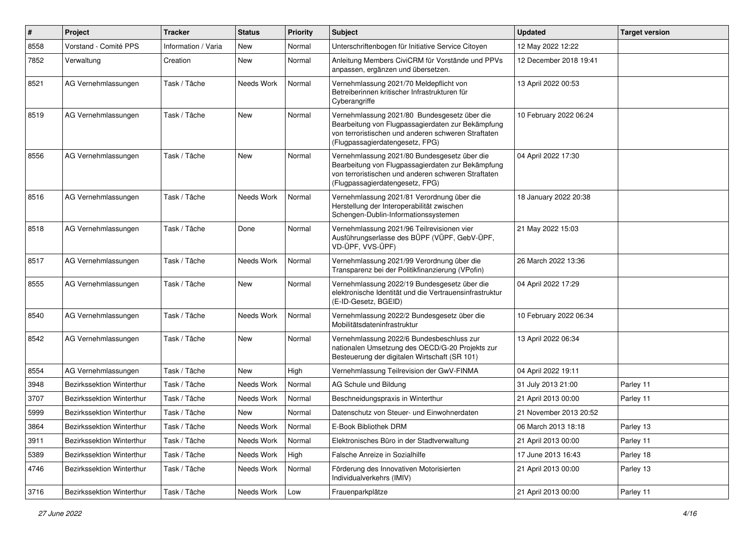| # | Project | Tracker | Status | Priority | Subject | Updated | Target version |
|---|---|---|---|---|---|---|---|
| 8558 | Vorstand - Comité PPS | Information / Varia | New | Normal | Unterschriftenbogen für Initiative Service Citoyen | 12 May 2022 12:22 | |
| 7852 | Verwaltung | Creation | New | Normal | Anleitung Members CiviCRM für Vorstände und PPVs anpassen, ergänzen und übersetzen. | 12 December 2018 19:41 | |
| 8521 | AG Vernehmlassungen | Task / Tâche | Needs Work | Normal | Vernehmlassung 2021/70 Meldepflicht von Betreiberinnen kritischer Infrastrukturen für Cyberangriffe | 13 April 2022 00:53 | |
| 8519 | AG Vernehmlassungen | Task / Tâche | New | Normal | Vernehmlassung 2021/80 Bundesgesetz über die Bearbeitung von Flugpassagierdaten zur Bekämpfung von terroristischen und anderen schweren Straftaten (Flugpassagierdatengesetz, FPG) | 10 February 2022 06:24 | |
| 8556 | AG Vernehmlassungen | Task / Tâche | New | Normal | Vernehmlassung 2021/80 Bundesgesetz über die Bearbeitung von Flugpassagierdaten zur Bekämpfung von terroristischen und anderen schweren Straftaten (Flugpassagierdatengesetz, FPG) | 04 April 2022 17:30 | |
| 8516 | AG Vernehmlassungen | Task / Tâche | Needs Work | Normal | Vernehmlassung 2021/81 Verordnung über die Herstellung der Interoperabilität zwischen Schengen-Dublin-Informationssystemen | 18 January 2022 20:38 | |
| 8518 | AG Vernehmlassungen | Task / Tâche | Done | Normal | Vernehmlassung 2021/96 Teilrevisionen vier Ausführungserlasse des BÜPF (VÜPF, GebV-ÜPF, VD-ÜPF, VVS-ÜPF) | 21 May 2022 15:03 | |
| 8517 | AG Vernehmlassungen | Task / Tâche | Needs Work | Normal | Vernehmlassung 2021/99 Verordnung über die Transparenz bei der Politikfinanzierung (VPofin) | 26 March 2022 13:36 | |
| 8555 | AG Vernehmlassungen | Task / Tâche | New | Normal | Vernehmlassung 2022/19 Bundesgesetz über die elektronische Identität und die Vertrauensinfrastruktur (E-ID-Gesetz, BGEID) | 04 April 2022 17:29 | |
| 8540 | AG Vernehmlassungen | Task / Tâche | Needs Work | Normal | Vernehmlassung 2022/2 Bundesgesetz über die Mobilitätsdateninfrastruktur | 10 February 2022 06:34 | |
| 8542 | AG Vernehmlassungen | Task / Tâche | New | Normal | Vernehmlassung 2022/6 Bundesbeschluss zur nationalen Umsetzung des OECD/G-20 Projekts zur Besteuerung der digitalen Wirtschaft (SR 101) | 13 April 2022 06:34 | |
| 8554 | AG Vernehmlassungen | Task / Tâche | New | High | Vernehmlassung Teilrevision der GwV-FINMA | 04 April 2022 19:11 | |
| 3948 | Bezirkssektion Winterthur | Task / Tâche | Needs Work | Normal | AG Schule und Bildung | 31 July 2013 21:00 | Parley 11 |
| 3707 | Bezirkssektion Winterthur | Task / Tâche | Needs Work | Normal | Beschneidungspraxis in Winterthur | 21 April 2013 00:00 | Parley 11 |
| 5999 | Bezirkssektion Winterthur | Task / Tâche | New | Normal | Datenschutz von Steuer- und Einwohnerdaten | 21 November 2013 20:52 | |
| 3864 | Bezirkssektion Winterthur | Task / Tâche | Needs Work | Normal | E-Book Bibliothek DRM | 06 March 2013 18:18 | Parley 13 |
| 3911 | Bezirkssektion Winterthur | Task / Tâche | Needs Work | Normal | Elektronisches Büro in der Stadtverwaltung | 21 April 2013 00:00 | Parley 11 |
| 5389 | Bezirkssektion Winterthur | Task / Tâche | Needs Work | High | Falsche Anreize in Sozialhilfe | 17 June 2013 16:43 | Parley 18 |
| 4746 | Bezirkssektion Winterthur | Task / Tâche | Needs Work | Normal | Förderung des Innovativen Motorisierten Individualverkehrs (IMIV) | 21 April 2013 00:00 | Parley 13 |
| 3716 | Bezirkssektion Winterthur | Task / Tâche | Needs Work | Low | Frauenparkplätze | 21 April 2013 00:00 | Parley 11 |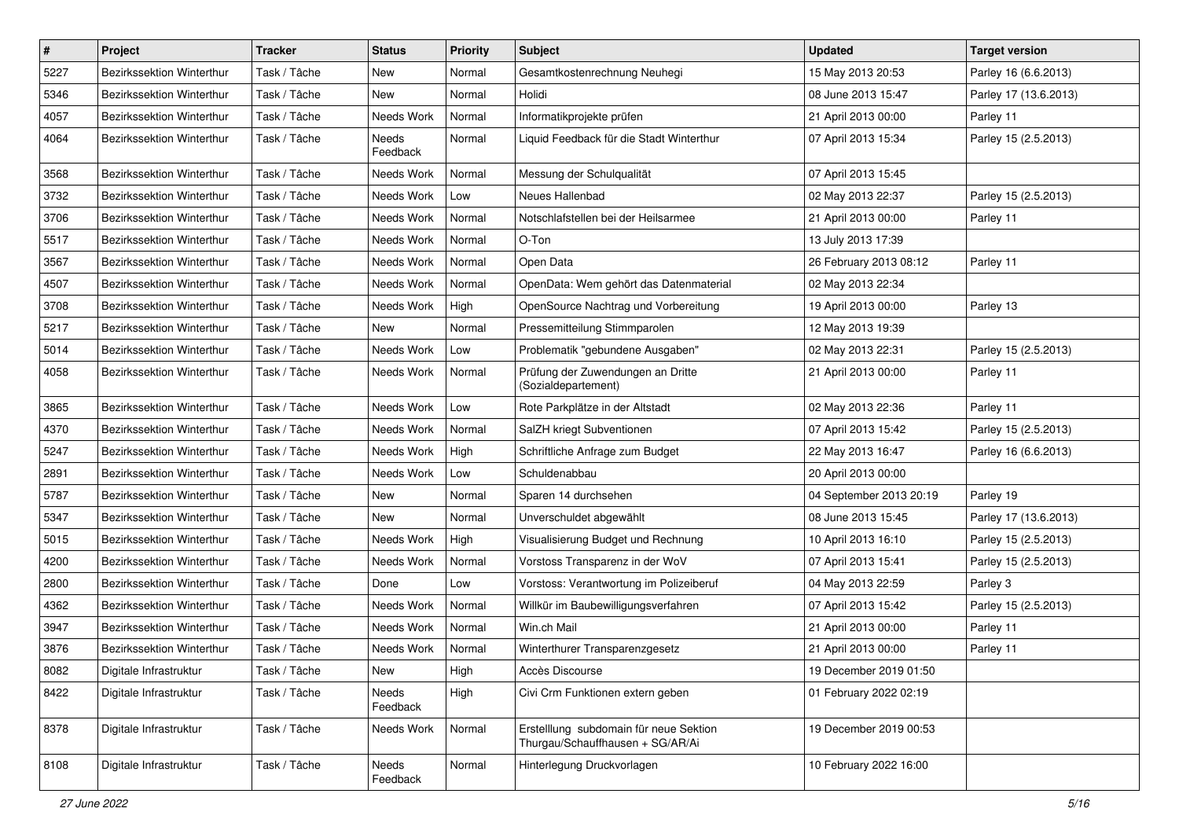| # | Project | Tracker | Status | Priority | Subject | Updated | Target version |
|---|---|---|---|---|---|---|---|
| 5227 | Bezirkssektion Winterthur | Task / Tâche | New | Normal | Gesamtkostenrechnung Neuhegi | 15 May 2013 20:53 | Parley 16 (6.6.2013) |
| 5346 | Bezirkssektion Winterthur | Task / Tâche | New | Normal | Holidi | 08 June 2013 15:47 | Parley 17 (13.6.2013) |
| 4057 | Bezirkssektion Winterthur | Task / Tâche | Needs Work | Normal | Informatikprojekte prüfen | 21 April 2013 00:00 | Parley 11 |
| 4064 | Bezirkssektion Winterthur | Task / Tâche | Needs Feedback | Normal | Liquid Feedback für die Stadt Winterthur | 07 April 2013 15:34 | Parley 15 (2.5.2013) |
| 3568 | Bezirkssektion Winterthur | Task / Tâche | Needs Work | Normal | Messung der Schulqualität | 07 April 2013 15:45 | |
| 3732 | Bezirkssektion Winterthur | Task / Tâche | Needs Work | Low | Neues Hallenbad | 02 May 2013 22:37 | Parley 15 (2.5.2013) |
| 3706 | Bezirkssektion Winterthur | Task / Tâche | Needs Work | Normal | Notschlafstellen bei der Heilsarmee | 21 April 2013 00:00 | Parley 11 |
| 5517 | Bezirkssektion Winterthur | Task / Tâche | Needs Work | Normal | O-Ton | 13 July 2013 17:39 | |
| 3567 | Bezirkssektion Winterthur | Task / Tâche | Needs Work | Normal | Open Data | 26 February 2013 08:12 | Parley 11 |
| 4507 | Bezirkssektion Winterthur | Task / Tâche | Needs Work | Normal | OpenData: Wem gehört das Datenmaterial | 02 May 2013 22:34 | |
| 3708 | Bezirkssektion Winterthur | Task / Tâche | Needs Work | High | OpenSource Nachtrag und Vorbereitung | 19 April 2013 00:00 | Parley 13 |
| 5217 | Bezirkssektion Winterthur | Task / Tâche | New | Normal | Pressemitteilung Stimmparolen | 12 May 2013 19:39 | |
| 5014 | Bezirkssektion Winterthur | Task / Tâche | Needs Work | Low | Problematik "gebundene Ausgaben" | 02 May 2013 22:31 | Parley 15 (2.5.2013) |
| 4058 | Bezirkssektion Winterthur | Task / Tâche | Needs Work | Normal | Prüfung der Zuwendungen an Dritte (Sozialdepartement) | 21 April 2013 00:00 | Parley 11 |
| 3865 | Bezirkssektion Winterthur | Task / Tâche | Needs Work | Low | Rote Parkplätze in der Altstadt | 02 May 2013 22:36 | Parley 11 |
| 4370 | Bezirkssektion Winterthur | Task / Tâche | Needs Work | Normal | SalZH kriegt Subventionen | 07 April 2013 15:42 | Parley 15 (2.5.2013) |
| 5247 | Bezirkssektion Winterthur | Task / Tâche | Needs Work | High | Schriftliche Anfrage zum Budget | 22 May 2013 16:47 | Parley 16 (6.6.2013) |
| 2891 | Bezirkssektion Winterthur | Task / Tâche | Needs Work | Low | Schuldenabbau | 20 April 2013 00:00 | |
| 5787 | Bezirkssektion Winterthur | Task / Tâche | New | Normal | Sparen 14 durchsehen | 04 September 2013 20:19 | Parley 19 |
| 5347 | Bezirkssektion Winterthur | Task / Tâche | New | Normal | Unverschuldet abgewählt | 08 June 2013 15:45 | Parley 17 (13.6.2013) |
| 5015 | Bezirkssektion Winterthur | Task / Tâche | Needs Work | High | Visualisierung Budget und Rechnung | 10 April 2013 16:10 | Parley 15 (2.5.2013) |
| 4200 | Bezirkssektion Winterthur | Task / Tâche | Needs Work | Normal | Vorstoss Transparenz in der WoV | 07 April 2013 15:41 | Parley 15 (2.5.2013) |
| 2800 | Bezirkssektion Winterthur | Task / Tâche | Done | Low | Vorstoss: Verantwortung im Polizeiberuf | 04 May 2013 22:59 | Parley 3 |
| 4362 | Bezirkssektion Winterthur | Task / Tâche | Needs Work | Normal | Willkür im Baubewilligungsverfahren | 07 April 2013 15:42 | Parley 15 (2.5.2013) |
| 3947 | Bezirkssektion Winterthur | Task / Tâche | Needs Work | Normal | Win.ch Mail | 21 April 2013 00:00 | Parley 11 |
| 3876 | Bezirkssektion Winterthur | Task / Tâche | Needs Work | Normal | Winterthurer Transparenzgesetz | 21 April 2013 00:00 | Parley 11 |
| 8082 | Digitale Infrastruktur | Task / Tâche | New | High | Accès Discourse | 19 December 2019 01:50 | |
| 8422 | Digitale Infrastruktur | Task / Tâche | Needs Feedback | High | Civi Crm Funktionen extern geben | 01 February 2022 02:19 | |
| 8378 | Digitale Infrastruktur | Task / Tâche | Needs Work | Normal | Erstelllung subdomain für neue Sektion Thurgau/Schauffhausen + SG/AR/Ai | 19 December 2019 00:53 | |
| 8108 | Digitale Infrastruktur | Task / Tâche | Needs Feedback | Normal | Hinterlegung Druckvorlagen | 10 February 2022 16:00 | |

*27 June 2022*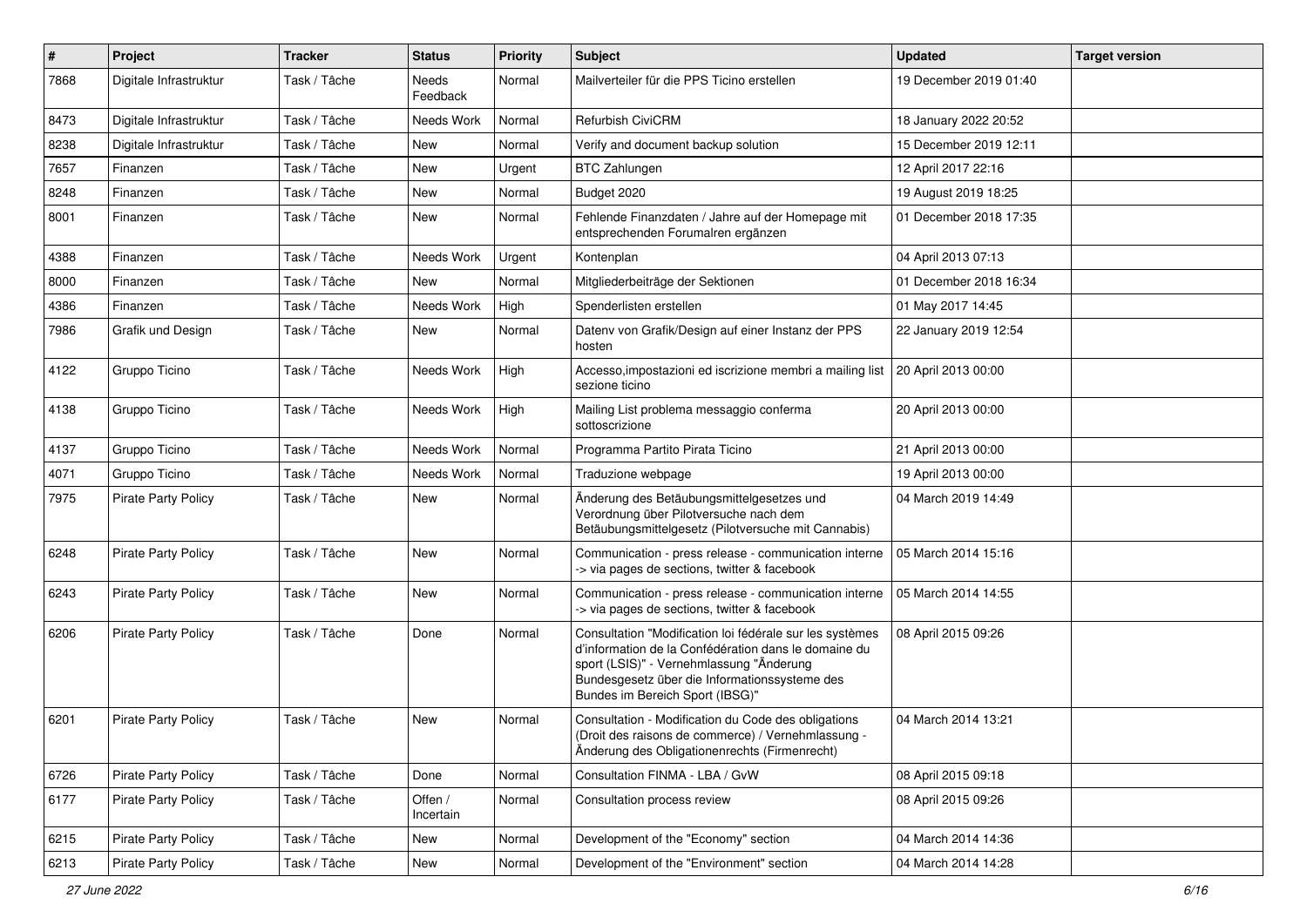| # | Project | Tracker | Status | Priority | Subject | Updated | Target version |
|---|---|---|---|---|---|---|---|
| 7868 | Digitale Infrastruktur | Task / Tâche | Needs Feedback | Normal | Mailverteiler für die PPS Ticino erstellen | 19 December 2019 01:40 | |
| 8473 | Digitale Infrastruktur | Task / Tâche | Needs Work | Normal | Refurbish CiviCRM | 18 January 2022 20:52 | |
| 8238 | Digitale Infrastruktur | Task / Tâche | New | Normal | Verify and document backup solution | 15 December 2019 12:11 | |
| 7657 | Finanzen | Task / Tâche | New | Urgent | BTC Zahlungen | 12 April 2017 22:16 | |
| 8248 | Finanzen | Task / Tâche | New | Normal | Budget 2020 | 19 August 2019 18:25 | |
| 8001 | Finanzen | Task / Tâche | New | Normal | Fehlende Finanzdaten / Jahre auf der Homepage mit entsprechenden Forumalren ergänzen | 01 December 2018 17:35 | |
| 4388 | Finanzen | Task / Tâche | Needs Work | Urgent | Kontenplan | 04 April 2013 07:13 | |
| 8000 | Finanzen | Task / Tâche | New | Normal | Mitgliederbeiträge der Sektionen | 01 December 2018 16:34 | |
| 4386 | Finanzen | Task / Tâche | Needs Work | High | Spenderlisten erstellen | 01 May 2017 14:45 | |
| 7986 | Grafik und Design | Task / Tâche | New | Normal | Datenv von Grafik/Design auf einer Instanz der PPS hosten | 22 January 2019 12:54 | |
| 4122 | Gruppo Ticino | Task / Tâche | Needs Work | High | Accesso,impostazioni ed iscrizione membri a mailing list sezione ticino | 20 April 2013 00:00 | |
| 4138 | Gruppo Ticino | Task / Tâche | Needs Work | High | Mailing List problema messaggio conferma sottoscrizione | 20 April 2013 00:00 | |
| 4137 | Gruppo Ticino | Task / Tâche | Needs Work | Normal | Programma Partito Pirata Ticino | 21 April 2013 00:00 | |
| 4071 | Gruppo Ticino | Task / Tâche | Needs Work | Normal | Traduzione webpage | 19 April 2013 00:00 | |
| 7975 | Pirate Party Policy | Task / Tâche | New | Normal | Änderung des Betäubungsmittelgesetzes und Verordnung über Pilotversuche nach dem Betäubungsmittelgesetz (Pilotversuche mit Cannabis) | 04 March 2019 14:49 | |
| 6248 | Pirate Party Policy | Task / Tâche | New | Normal | Communication - press release - communication interne -> via pages de sections, twitter & facebook | 05 March 2014 15:16 | |
| 6243 | Pirate Party Policy | Task / Tâche | New | Normal | Communication - press release - communication interne -> via pages de sections, twitter & facebook | 05 March 2014 14:55 | |
| 6206 | Pirate Party Policy | Task / Tâche | Done | Normal | Consultation "Modification loi fédérale sur les systèmes d'information de la Confédération dans le domaine du sport (LSIS)" - Vernehmlassung "Änderung Bundesgesetz über die Informationssysteme des Bundes im Bereich Sport (IBSG)" | 08 April 2015 09:26 | |
| 6201 | Pirate Party Policy | Task / Tâche | New | Normal | Consultation - Modification du Code des obligations (Droit des raisons de commerce) / Vernehmlassung - Änderung des Obligationenrechts (Firmenrecht) | 04 March 2014 13:21 | |
| 6726 | Pirate Party Policy | Task / Tâche | Done | Normal | Consultation FINMA - LBA / GvW | 08 April 2015 09:18 | |
| 6177 | Pirate Party Policy | Task / Tâche | Offen / Incertain | Normal | Consultation process review | 08 April 2015 09:26 | |
| 6215 | Pirate Party Policy | Task / Tâche | New | Normal | Development of the "Economy" section | 04 March 2014 14:36 | |
| 6213 | Pirate Party Policy | Task / Tâche | New | Normal | Development of the "Environment" section | 04 March 2014 14:28 | |

*27 June 2022*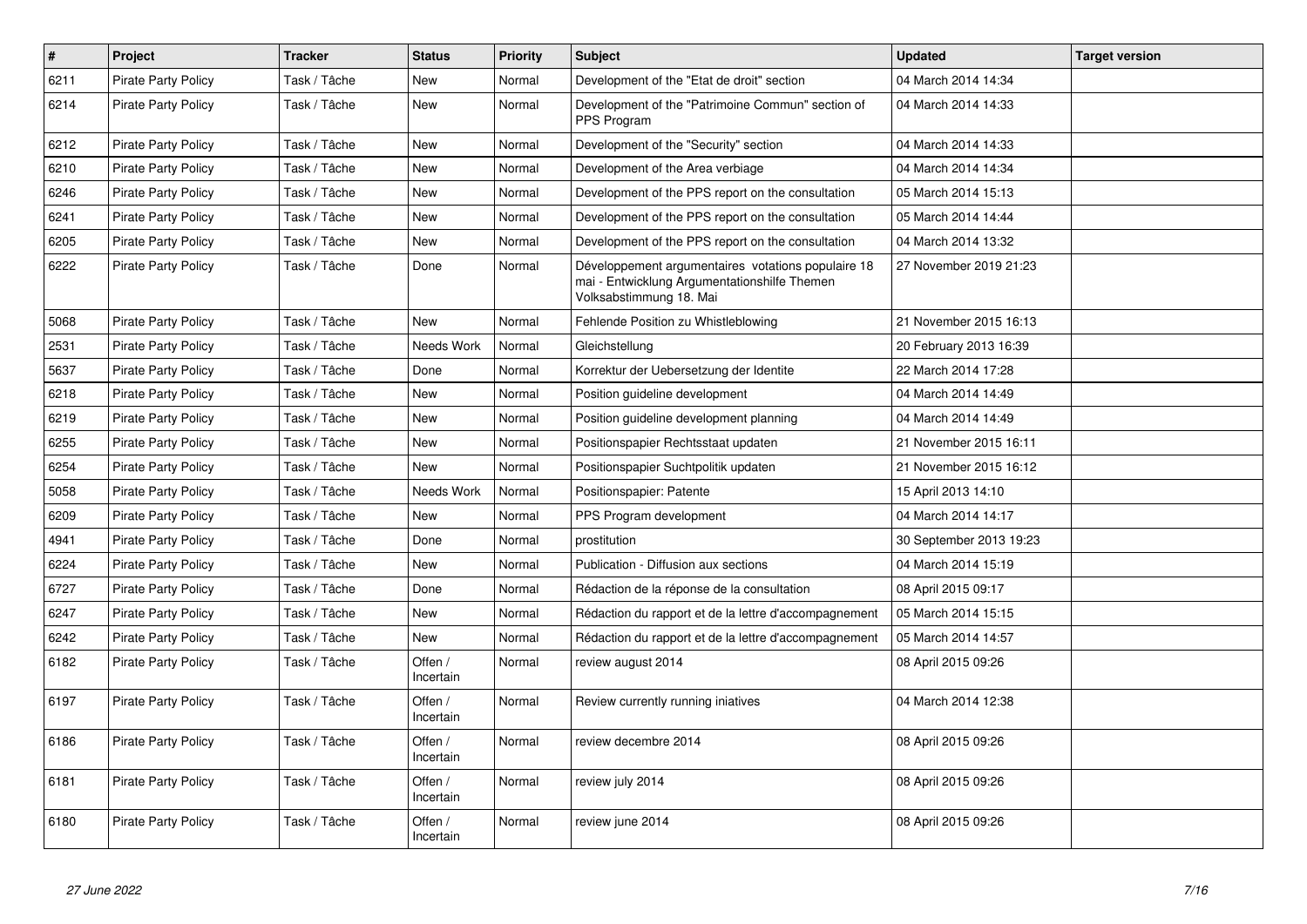| # | Project | Tracker | Status | Priority | Subject | Updated | Target version |
|---|---|---|---|---|---|---|---|
| 6211 | Pirate Party Policy | Task / Tâche | New | Normal | Development of the "Etat de droit" section | 04 March 2014 14:34 | |
| 6214 | Pirate Party Policy | Task / Tâche | New | Normal | Development of the "Patrimoine Commun" section of PPS Program | 04 March 2014 14:33 | |
| 6212 | Pirate Party Policy | Task / Tâche | New | Normal | Development of the "Security" section | 04 March 2014 14:33 | |
| 6210 | Pirate Party Policy | Task / Tâche | New | Normal | Development of the Area verbiage | 04 March 2014 14:34 | |
| 6246 | Pirate Party Policy | Task / Tâche | New | Normal | Development of the PPS report on the consultation | 05 March 2014 15:13 | |
| 6241 | Pirate Party Policy | Task / Tâche | New | Normal | Development of the PPS report on the consultation | 05 March 2014 14:44 | |
| 6205 | Pirate Party Policy | Task / Tâche | New | Normal | Development of the PPS report on the consultation | 04 March 2014 13:32 | |
| 6222 | Pirate Party Policy | Task / Tâche | Done | Normal | Développement argumentaires votations populaire 18 mai - Entwicklung Argumentationshilfe Themen Volksabstimmung 18. Mai | 27 November 2019 21:23 | |
| 5068 | Pirate Party Policy | Task / Tâche | New | Normal | Fehlende Position zu Whistleblowing | 21 November 2015 16:13 | |
| 2531 | Pirate Party Policy | Task / Tâche | Needs Work | Normal | Gleichstellung | 20 February 2013 16:39 | |
| 5637 | Pirate Party Policy | Task / Tâche | Done | Normal | Korrektur der Uebersetzung der Identite | 22 March 2014 17:28 | |
| 6218 | Pirate Party Policy | Task / Tâche | New | Normal | Position guideline development | 04 March 2014 14:49 | |
| 6219 | Pirate Party Policy | Task / Tâche | New | Normal | Position guideline development planning | 04 March 2014 14:49 | |
| 6255 | Pirate Party Policy | Task / Tâche | New | Normal | Positionspapier Rechtsstaat updaten | 21 November 2015 16:11 | |
| 6254 | Pirate Party Policy | Task / Tâche | New | Normal | Positionspapier Suchtpolitik updaten | 21 November 2015 16:12 | |
| 5058 | Pirate Party Policy | Task / Tâche | Needs Work | Normal | Positionspapier: Patente | 15 April 2013 14:10 | |
| 6209 | Pirate Party Policy | Task / Tâche | New | Normal | PPS Program development | 04 March 2014 14:17 | |
| 4941 | Pirate Party Policy | Task / Tâche | Done | Normal | prostitution | 30 September 2013 19:23 | |
| 6224 | Pirate Party Policy | Task / Tâche | New | Normal | Publication - Diffusion aux sections | 04 March 2014 15:19 | |
| 6727 | Pirate Party Policy | Task / Tâche | Done | Normal | Rédaction de la réponse de la consultation | 08 April 2015 09:17 | |
| 6247 | Pirate Party Policy | Task / Tâche | New | Normal | Rédaction du rapport et de la lettre d'accompagnement | 05 March 2014 15:15 | |
| 6242 | Pirate Party Policy | Task / Tâche | New | Normal | Rédaction du rapport et de la lettre d'accompagnement | 05 March 2014 14:57 | |
| 6182 | Pirate Party Policy | Task / Tâche | Offen / Incertain | Normal | review august 2014 | 08 April 2015 09:26 | |
| 6197 | Pirate Party Policy | Task / Tâche | Offen / Incertain | Normal | Review currently running iniatives | 04 March 2014 12:38 | |
| 6186 | Pirate Party Policy | Task / Tâche | Offen / Incertain | Normal | review decembre 2014 | 08 April 2015 09:26 | |
| 6181 | Pirate Party Policy | Task / Tâche | Offen / Incertain | Normal | review july 2014 | 08 April 2015 09:26 | |
| 6180 | Pirate Party Policy | Task / Tâche | Offen / Incertain | Normal | review june 2014 | 08 April 2015 09:26 | |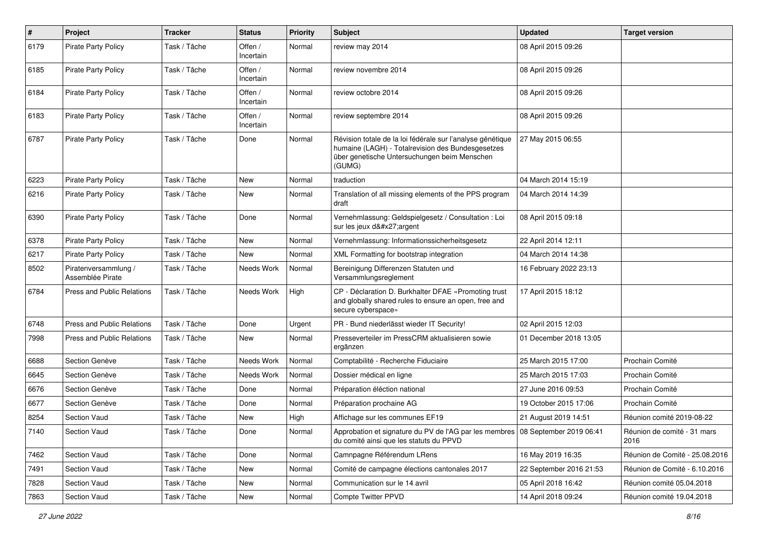| # | Project | Tracker | Status | Priority | Subject | Updated | Target version |
|---|---|---|---|---|---|---|---|
| 6179 | Pirate Party Policy | Task / Tâche | Offen / Incertain | Normal | review may 2014 | 08 April 2015 09:26 | |
| 6185 | Pirate Party Policy | Task / Tâche | Offen / Incertain | Normal | review novembre 2014 | 08 April 2015 09:26 | |
| 6184 | Pirate Party Policy | Task / Tâche | Offen / Incertain | Normal | review octobre 2014 | 08 April 2015 09:26 | |
| 6183 | Pirate Party Policy | Task / Tâche | Offen / Incertain | Normal | review septembre 2014 | 08 April 2015 09:26 | |
| 6787 | Pirate Party Policy | Task / Tâche | Done | Normal | Révision totale de la loi fédérale sur l'analyse génétique humaine (LAGH) - Totalrevision des Bundesgesetzes über genetische Untersuchungen beim Menschen (GUMG) | 27 May 2015 06:55 | |
| 6223 | Pirate Party Policy | Task / Tâche | New | Normal | traduction | 04 March 2014 15:19 | |
| 6216 | Pirate Party Policy | Task / Tâche | New | Normal | Translation of all missing elements of the PPS program draft | 04 March 2014 14:39 | |
| 6390 | Pirate Party Policy | Task / Tâche | Done | Normal | Vernehmlassung: Geldspielgesetz / Consultation : Loi sur les jeux d&#x27;argent | 08 April 2015 09:18 | |
| 6378 | Pirate Party Policy | Task / Tâche | New | Normal | Vernehmlassung: Informationssicherheitsgesetz | 22 April 2014 12:11 | |
| 6217 | Pirate Party Policy | Task / Tâche | New | Normal | XML Formatting for bootstrap integration | 04 March 2014 14:38 | |
| 8502 | Piratenversammlung / Assemblée Pirate | Task / Tâche | Needs Work | Normal | Bereinigung Differenzen Statuten und Versammlungsreglement | 16 February 2022 23:13 | |
| 6784 | Press and Public Relations | Task / Tâche | Needs Work | High | CP - Déclaration D. Burkhalter DFAE «Promoting trust and globally shared rules to ensure an open, free and secure cyberspace» | 17 April 2015 18:12 | |
| 6748 | Press and Public Relations | Task / Tâche | Done | Urgent | PR - Bund niederlässt wieder IT Security! | 02 April 2015 12:03 | |
| 7998 | Press and Public Relations | Task / Tâche | New | Normal | Presseverteiler im PressCRM aktualisieren sowie ergänzen | 01 December 2018 13:05 | |
| 6688 | Section Genève | Task / Tâche | Needs Work | Normal | Comptabilité - Recherche Fiduciaire | 25 March 2015 17:00 | Prochain Comité |
| 6645 | Section Genève | Task / Tâche | Needs Work | Normal | Dossier médical en ligne | 25 March 2015 17:03 | Prochain Comité |
| 6676 | Section Genève | Task / Tâche | Done | Normal | Préparation éléction national | 27 June 2016 09:53 | Prochain Comité |
| 6677 | Section Genève | Task / Tâche | Done | Normal | Préparation prochaine AG | 19 October 2015 17:06 | Prochain Comité |
| 8254 | Section Vaud | Task / Tâche | New | High | Affichage sur les communes EF19 | 21 August 2019 14:51 | Réunion comité 2019-08-22 |
| 7140 | Section Vaud | Task / Tâche | Done | Normal | Approbation et signature du PV de l'AG par les membres du comité ainsi que les statuts du PPVD | 08 September 2019 06:41 | Réunion de comité - 31 mars 2016 |
| 7462 | Section Vaud | Task / Tâche | Done | Normal | Camnpagne Référendum LRens | 16 May 2019 16:35 | Réunion de Comité - 25.08.2016 |
| 7491 | Section Vaud | Task / Tâche | New | Normal | Comité de campagne élections cantonales 2017 | 22 September 2016 21:53 | Réunion de Comité - 6.10.2016 |
| 7828 | Section Vaud | Task / Tâche | New | Normal | Communication sur le 14 avril | 05 April 2018 16:42 | Réunion comité 05.04.2018 |
| 7863 | Section Vaud | Task / Tâche | New | Normal | Compte Twitter PPVD | 14 April 2018 09:24 | Réunion comité 19.04.2018 |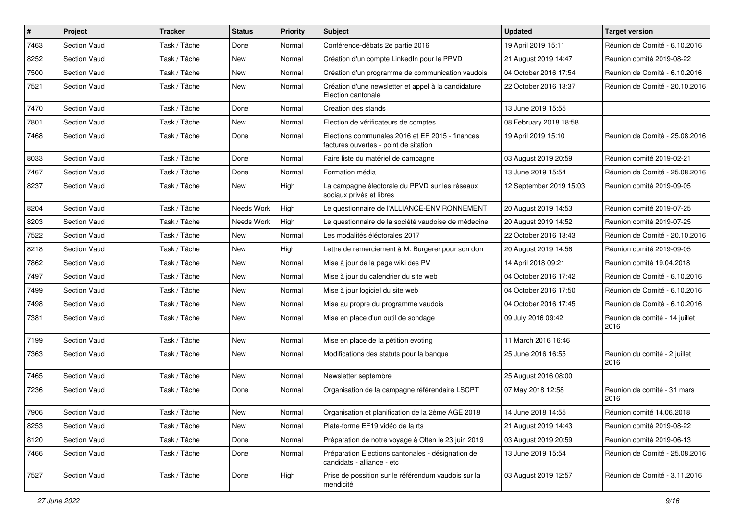| # | Project | Tracker | Status | Priority | Subject | Updated | Target version |
|---|---|---|---|---|---|---|---|
| 7463 | Section Vaud | Task / Tâche | Done | Normal | Conférence-débats 2e partie 2016 | 19 April 2019 15:11 | Réunion de Comité - 6.10.2016 |
| 8252 | Section Vaud | Task / Tâche | New | Normal | Création d'un compte LinkedIn pour le PPVD | 21 August 2019 14:47 | Réunion comité 2019-08-22 |
| 7500 | Section Vaud | Task / Tâche | New | Normal | Création d'un programme de communication vaudois | 04 October 2016 17:54 | Réunion de Comité - 6.10.2016 |
| 7521 | Section Vaud | Task / Tâche | New | Normal | Création d'une newsletter et appel à la candidature Election cantonale | 22 October 2016 13:37 | Réunion de Comité - 20.10.2016 |
| 7470 | Section Vaud | Task / Tâche | Done | Normal | Creation des stands | 13 June 2019 15:55 | |
| 7801 | Section Vaud | Task / Tâche | New | Normal | Election de vérificateurs de comptes | 08 February 2018 18:58 | |
| 7468 | Section Vaud | Task / Tâche | Done | Normal | Elections communales 2016 et EF 2015 - finances factures ouvertes - point de sitation | 19 April 2019 15:10 | Réunion de Comité - 25.08.2016 |
| 8033 | Section Vaud | Task / Tâche | Done | Normal | Faire liste du matériel de campagne | 03 August 2019 20:59 | Réunion comité 2019-02-21 |
| 7467 | Section Vaud | Task / Tâche | Done | Normal | Formation média | 13 June 2019 15:54 | Réunion de Comité - 25.08.2016 |
| 8237 | Section Vaud | Task / Tâche | New | High | La campagne électorale du PPVD sur les réseaux sociaux privés et libres | 12 September 2019 15:03 | Réunion comité 2019-09-05 |
| 8204 | Section Vaud | Task / Tâche | Needs Work | High | Le questionnaire de l'ALLIANCE-ENVIRONNEMENT | 20 August 2019 14:53 | Réunion comité 2019-07-25 |
| 8203 | Section Vaud | Task / Tâche | Needs Work | High | Le questionnaire de la société vaudoise de médecine | 20 August 2019 14:52 | Réunion comité 2019-07-25 |
| 7522 | Section Vaud | Task / Tâche | New | Normal | Les modalités éléctorales 2017 | 22 October 2016 13:43 | Réunion de Comité - 20.10.2016 |
| 8218 | Section Vaud | Task / Tâche | New | High | Lettre de remerciement à M. Burgerer pour son don | 20 August 2019 14:56 | Réunion comité 2019-09-05 |
| 7862 | Section Vaud | Task / Tâche | New | Normal | Mise à jour de la page wiki des PV | 14 April 2018 09:21 | Réunion comité 19.04.2018 |
| 7497 | Section Vaud | Task / Tâche | New | Normal | Mise à jour du calendrier du site web | 04 October 2016 17:42 | Réunion de Comité - 6.10.2016 |
| 7499 | Section Vaud | Task / Tâche | New | Normal | Mise à jour logiciel du site web | 04 October 2016 17:50 | Réunion de Comité - 6.10.2016 |
| 7498 | Section Vaud | Task / Tâche | New | Normal | Mise au propre du programme vaudois | 04 October 2016 17:45 | Réunion de Comité - 6.10.2016 |
| 7381 | Section Vaud | Task / Tâche | New | Normal | Mise en place d'un outil de sondage | 09 July 2016 09:42 | Réunion de comité - 14 juillet 2016 |
| 7199 | Section Vaud | Task / Tâche | New | Normal | Mise en place de la pétition evoting | 11 March 2016 16:46 | |
| 7363 | Section Vaud | Task / Tâche | New | Normal | Modifications des statuts pour la banque | 25 June 2016 16:55 | Réunion du comité - 2 juillet 2016 |
| 7465 | Section Vaud | Task / Tâche | New | Normal | Newsletter septembre | 25 August 2016 08:00 | |
| 7236 | Section Vaud | Task / Tâche | Done | Normal | Organisation de la campagne référendaire LSCPT | 07 May 2018 12:58 | Réunion de comité - 31 mars 2016 |
| 7906 | Section Vaud | Task / Tâche | New | Normal | Organisation et planification de la 2ème AGE 2018 | 14 June 2018 14:55 | Réunion comité 14.06.2018 |
| 8253 | Section Vaud | Task / Tâche | New | Normal | Plate-forme EF19 vidéo de la rts | 21 August 2019 14:43 | Réunion comité 2019-08-22 |
| 8120 | Section Vaud | Task / Tâche | Done | Normal | Préparation de notre voyage à Olten le 23 juin 2019 | 03 August 2019 20:59 | Réunion comité 2019-06-13 |
| 7466 | Section Vaud | Task / Tâche | Done | Normal | Préparation Elections cantonales - désignation de candidats - alliance - etc | 13 June 2019 15:54 | Réunion de Comité - 25.08.2016 |
| 7527 | Section Vaud | Task / Tâche | Done | High | Prise de possition sur le référendum vaudois sur la mendicité | 03 August 2019 12:57 | Réunion de Comité - 3.11.2016 |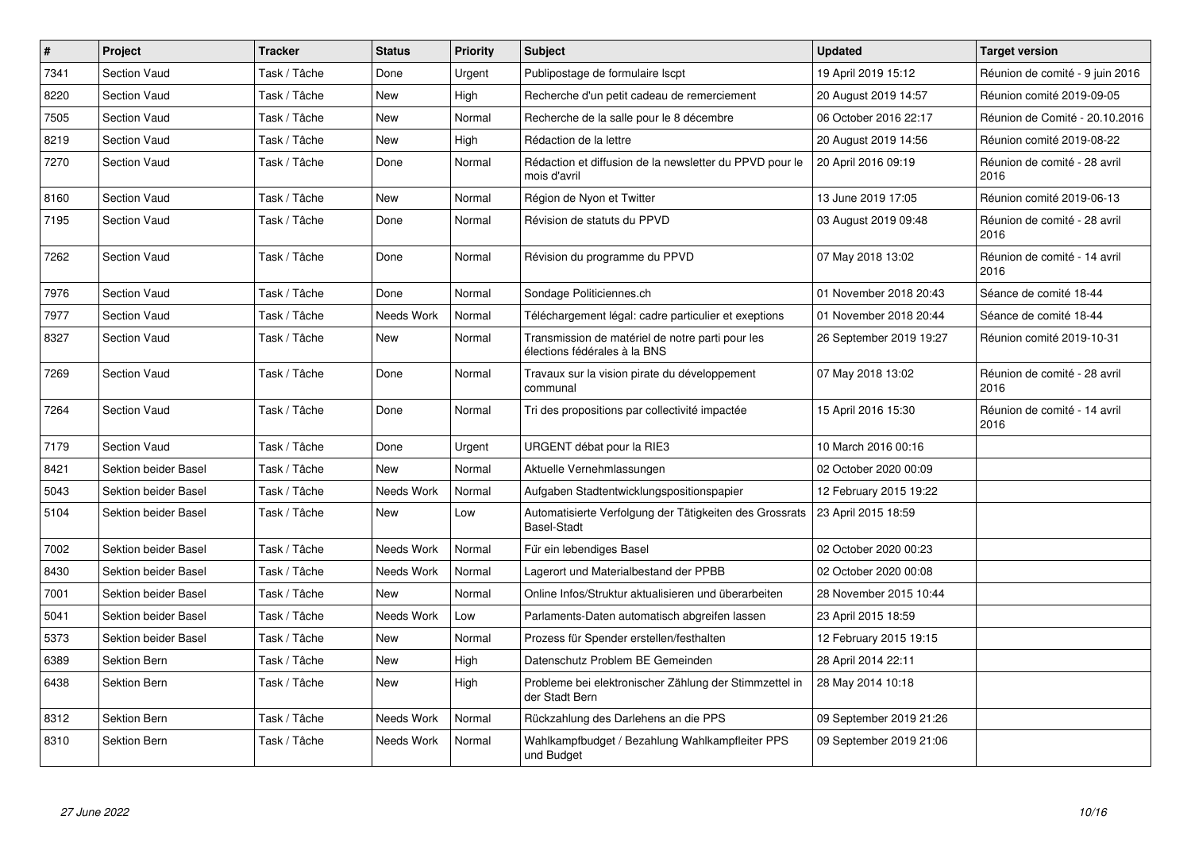| # | Project | Tracker | Status | Priority | Subject | Updated | Target version |
|---|---|---|---|---|---|---|---|
| 7341 | Section Vaud | Task / Tâche | Done | Urgent | Publipostage de formulaire lscpt | 19 April 2019 15:12 | Réunion de comité - 9 juin 2016 |
| 8220 | Section Vaud | Task / Tâche | New | High | Recherche d'un petit cadeau de remerciement | 20 August 2019 14:57 | Réunion comité 2019-09-05 |
| 7505 | Section Vaud | Task / Tâche | New | Normal | Recherche de la salle pour le 8 décembre | 06 October 2016 22:17 | Réunion de Comité - 20.10.2016 |
| 8219 | Section Vaud | Task / Tâche | New | High | Rédaction de la lettre | 20 August 2019 14:56 | Réunion comité 2019-08-22 |
| 7270 | Section Vaud | Task / Tâche | Done | Normal | Rédaction et diffusion de la newsletter du PPVD pour le mois d'avril | 20 April 2016 09:19 | Réunion de comité - 28 avril 2016 |
| 8160 | Section Vaud | Task / Tâche | New | Normal | Région de Nyon et Twitter | 13 June 2019 17:05 | Réunion comité 2019-06-13 |
| 7195 | Section Vaud | Task / Tâche | Done | Normal | Révision de statuts du PPVD | 03 August 2019 09:48 | Réunion de comité - 28 avril 2016 |
| 7262 | Section Vaud | Task / Tâche | Done | Normal | Révision du programme du PPVD | 07 May 2018 13:02 | Réunion de comité - 14 avril 2016 |
| 7976 | Section Vaud | Task / Tâche | Done | Normal | Sondage Politiciennes.ch | 01 November 2018 20:43 | Séance de comité 18-44 |
| 7977 | Section Vaud | Task / Tâche | Needs Work | Normal | Téléchargement légal: cadre particulier et exeptions | 01 November 2018 20:44 | Séance de comité 18-44 |
| 8327 | Section Vaud | Task / Tâche | New | Normal | Transmission de matériel de notre parti pour les élections fédérales à la BNS | 26 September 2019 19:27 | Réunion comité 2019-10-31 |
| 7269 | Section Vaud | Task / Tâche | Done | Normal | Travaux sur la vision pirate du développement communal | 07 May 2018 13:02 | Réunion de comité - 28 avril 2016 |
| 7264 | Section Vaud | Task / Tâche | Done | Normal | Tri des propositions par collectivité impactée | 15 April 2016 15:30 | Réunion de comité - 14 avril 2016 |
| 7179 | Section Vaud | Task / Tâche | Done | Urgent | URGENT débat pour la RIE3 | 10 March 2016 00:16 | |
| 8421 | Sektion beider Basel | Task / Tâche | New | Normal | Aktuelle Vernehmlassungen | 02 October 2020 00:09 | |
| 5043 | Sektion beider Basel | Task / Tâche | Needs Work | Normal | Aufgaben Stadtentwicklungspositionspapier | 12 February 2015 19:22 | |
| 5104 | Sektion beider Basel | Task / Tâche | New | Low | Automatisierte Verfolgung der Tätigkeiten des Grossrats Basel-Stadt | 23 April 2015 18:59 | |
| 7002 | Sektion beider Basel | Task / Tâche | Needs Work | Normal | Für ein lebendiges Basel | 02 October 2020 00:23 | |
| 8430 | Sektion beider Basel | Task / Tâche | Needs Work | Normal | Lagerort und Materialbestand der PPBB | 02 October 2020 00:08 | |
| 7001 | Sektion beider Basel | Task / Tâche | New | Normal | Online Infos/Struktur aktualisieren und überarbeiten | 28 November 2015 10:44 | |
| 5041 | Sektion beider Basel | Task / Tâche | Needs Work | Low | Parlaments-Daten automatisch abgreifen lassen | 23 April 2015 18:59 | |
| 5373 | Sektion beider Basel | Task / Tâche | New | Normal | Prozess für Spender erstellen/festhalten | 12 February 2015 19:15 | |
| 6389 | Sektion Bern | Task / Tâche | New | High | Datenschutz Problem BE Gemeinden | 28 April 2014 22:11 | |
| 6438 | Sektion Bern | Task / Tâche | New | High | Probleme bei elektronischer Zählung der Stimmzettel in der Stadt Bern | 28 May 2014 10:18 | |
| 8312 | Sektion Bern | Task / Tâche | Needs Work | Normal | Rückzahlung des Darlehens an die PPS | 09 September 2019 21:26 | |
| 8310 | Sektion Bern | Task / Tâche | Needs Work | Normal | Wahlkampfbudget / Bezahlung Wahlkampfleiter PPS und Budget | 09 September 2019 21:06 | |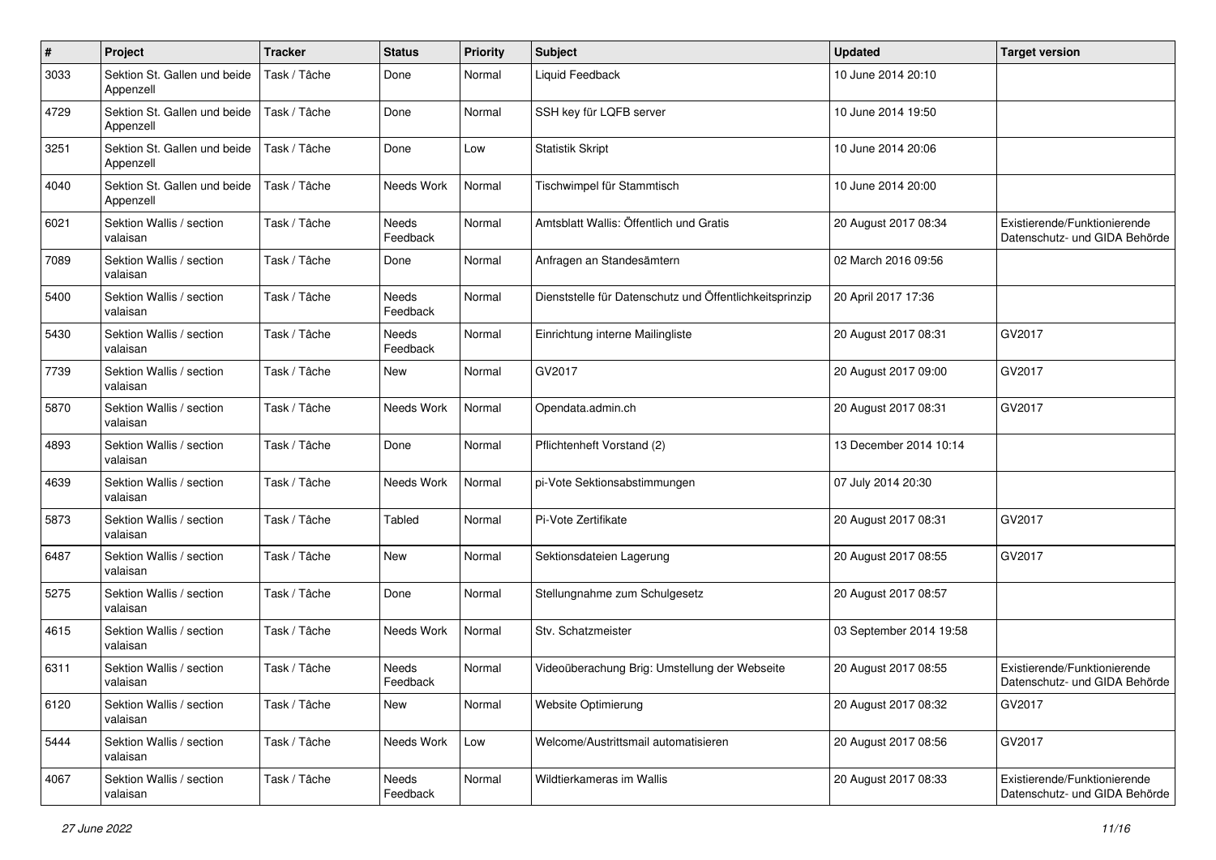| # | Project | Tracker | Status | Priority | Subject | Updated | Target version |
|---|---|---|---|---|---|---|---|
| 3033 | Sektion St. Gallen und beide Appenzell | Task / Tâche | Done | Normal | Liquid Feedback | 10 June 2014 20:10 | |
| 4729 | Sektion St. Gallen und beide Appenzell | Task / Tâche | Done | Normal | SSH key für LQFB server | 10 June 2014 19:50 | |
| 3251 | Sektion St. Gallen und beide Appenzell | Task / Tâche | Done | Low | Statistik Skript | 10 June 2014 20:06 | |
| 4040 | Sektion St. Gallen und beide Appenzell | Task / Tâche | Needs Work | Normal | Tischwimpel für Stammtisch | 10 June 2014 20:00 | |
| 6021 | Sektion Wallis / section valaisan | Task / Tâche | Needs Feedback | Normal | Amtsblatt Wallis: Öffentlich und Gratis | 20 August 2017 08:34 | Existierende/Funktionierende Datenschutz- und GIDA Behörde |
| 7089 | Sektion Wallis / section valaisan | Task / Tâche | Done | Normal | Anfragen an Standesämtern | 02 March 2016 09:56 | |
| 5400 | Sektion Wallis / section valaisan | Task / Tâche | Needs Feedback | Normal | Dienststelle für Datenschutz und Öffentlichkeitsprinzip | 20 April 2017 17:36 | |
| 5430 | Sektion Wallis / section valaisan | Task / Tâche | Needs Feedback | Normal | Einrichtung interne Mailingliste | 20 August 2017 08:31 | GV2017 |
| 7739 | Sektion Wallis / section valaisan | Task / Tâche | New | Normal | GV2017 | 20 August 2017 09:00 | GV2017 |
| 5870 | Sektion Wallis / section valaisan | Task / Tâche | Needs Work | Normal | Opendata.admin.ch | 20 August 2017 08:31 | GV2017 |
| 4893 | Sektion Wallis / section valaisan | Task / Tâche | Done | Normal | Pflichtenheft Vorstand (2) | 13 December 2014 10:14 | |
| 4639 | Sektion Wallis / section valaisan | Task / Tâche | Needs Work | Normal | pi-Vote Sektionsabstimmungen | 07 July 2014 20:30 | |
| 5873 | Sektion Wallis / section valaisan | Task / Tâche | Tabled | Normal | Pi-Vote Zertifikate | 20 August 2017 08:31 | GV2017 |
| 6487 | Sektion Wallis / section valaisan | Task / Tâche | New | Normal | Sektionsdateien Lagerung | 20 August 2017 08:55 | GV2017 |
| 5275 | Sektion Wallis / section valaisan | Task / Tâche | Done | Normal | Stellungnahme zum Schulgesetz | 20 August 2017 08:57 | |
| 4615 | Sektion Wallis / section valaisan | Task / Tâche | Needs Work | Normal | Stv. Schatzmeister | 03 September 2014 19:58 | |
| 6311 | Sektion Wallis / section valaisan | Task / Tâche | Needs Feedback | Normal | Videoüberachung Brig: Umstellung der Webseite | 20 August 2017 08:55 | Existierende/Funktionierende Datenschutz- und GIDA Behörde |
| 6120 | Sektion Wallis / section valaisan | Task / Tâche | New | Normal | Website Optimierung | 20 August 2017 08:32 | GV2017 |
| 5444 | Sektion Wallis / section valaisan | Task / Tâche | Needs Work | Low | Welcome/Austrittsmail automatisieren | 20 August 2017 08:56 | GV2017 |
| 4067 | Sektion Wallis / section valaisan | Task / Tâche | Needs Feedback | Normal | Wildtierkameras im Wallis | 20 August 2017 08:33 | Existierende/Funktionierende Datenschutz- und GIDA Behörde |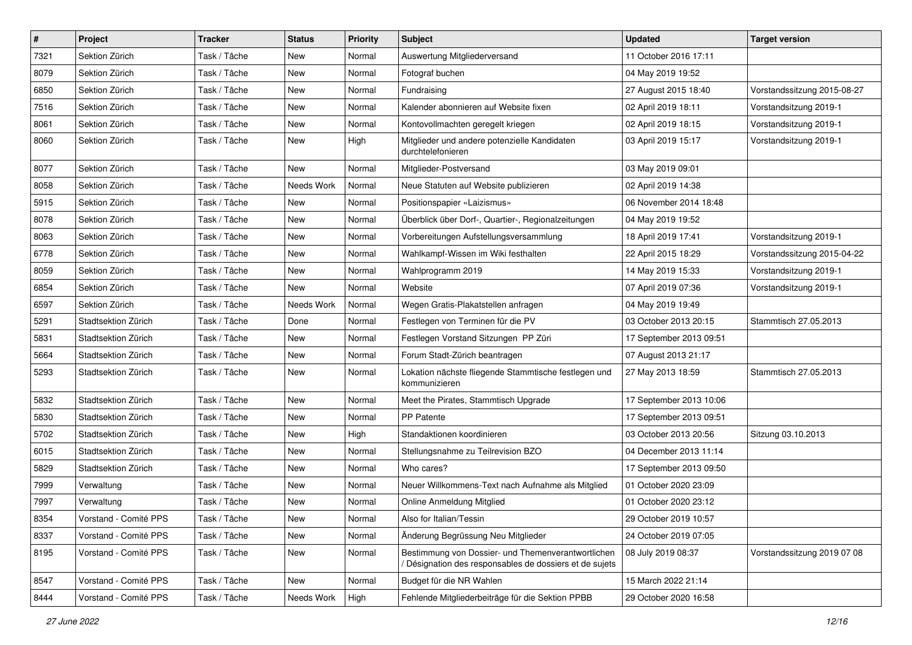| # | Project | Tracker | Status | Priority | Subject | Updated | Target version |
|---|---|---|---|---|---|---|---|
| 7321 | Sektion Zürich | Task / Tâche | New | Normal | Auswertung Mitgliederversand | 11 October 2016 17:11 | |
| 8079 | Sektion Zürich | Task / Tâche | New | Normal | Fotograf buchen | 04 May 2019 19:52 | |
| 6850 | Sektion Zürich | Task / Tâche | New | Normal | Fundraising | 27 August 2015 18:40 | Vorstandssitzung 2015-08-27 |
| 7516 | Sektion Zürich | Task / Tâche | New | Normal | Kalender abonnieren auf Website fixen | 02 April 2019 18:11 | Vorstandsitzung 2019-1 |
| 8061 | Sektion Zürich | Task / Tâche | New | Normal | Kontovollmachten geregelt kriegen | 02 April 2019 18:15 | Vorstandsitzung 2019-1 |
| 8060 | Sektion Zürich | Task / Tâche | New | High | Mitglieder und andere potenzielle Kandidaten durchtelefonieren | 03 April 2019 15:17 | Vorstandsitzung 2019-1 |
| 8077 | Sektion Zürich | Task / Tâche | New | Normal | Mitglieder-Postversand | 03 May 2019 09:01 | |
| 8058 | Sektion Zürich | Task / Tâche | Needs Work | Normal | Neue Statuten auf Website publizieren | 02 April 2019 14:38 | |
| 5915 | Sektion Zürich | Task / Tâche | New | Normal | Positionspapier «Laizismus» | 06 November 2014 18:48 | |
| 8078 | Sektion Zürich | Task / Tâche | New | Normal | Überblick über Dorf-, Quartier-, Regionalzeitungen | 04 May 2019 19:52 | |
| 8063 | Sektion Zürich | Task / Tâche | New | Normal | Vorbereitungen Aufstellungsversammlung | 18 April 2019 17:41 | Vorstandsitzung 2019-1 |
| 6778 | Sektion Zürich | Task / Tâche | New | Normal | Wahlkampf-Wissen im Wiki festhalten | 22 April 2015 18:29 | Vorstandssitzung 2015-04-22 |
| 8059 | Sektion Zürich | Task / Tâche | New | Normal | Wahlprogramm 2019 | 14 May 2019 15:33 | Vorstandsitzung 2019-1 |
| 6854 | Sektion Zürich | Task / Tâche | New | Normal | Website | 07 April 2019 07:36 | Vorstandsitzung 2019-1 |
| 6597 | Sektion Zürich | Task / Tâche | Needs Work | Normal | Wegen Gratis-Plakatstellen anfragen | 04 May 2019 19:49 | |
| 5291 | Stadtsektion Zürich | Task / Tâche | Done | Normal | Festlegen von Terminen für die PV | 03 October 2013 20:15 | Stammtisch 27.05.2013 |
| 5831 | Stadtsektion Zürich | Task / Tâche | New | Normal | Festlegen Vorstand Sitzungen PP Züri | 17 September 2013 09:51 | |
| 5664 | Stadtsektion Zürich | Task / Tâche | New | Normal | Forum Stadt-Zürich beantragen | 07 August 2013 21:17 | |
| 5293 | Stadtsektion Zürich | Task / Tâche | New | Normal | Lokation nächste fliegende Stammtische festlegen und kommunizieren | 27 May 2013 18:59 | Stammtisch 27.05.2013 |
| 5832 | Stadtsektion Zürich | Task / Tâche | New | Normal | Meet the Pirates, Stammtisch Upgrade | 17 September 2013 10:06 | |
| 5830 | Stadtsektion Zürich | Task / Tâche | New | Normal | PP Patente | 17 September 2013 09:51 | |
| 5702 | Stadtsektion Zürich | Task / Tâche | New | High | Standaktionen koordinieren | 03 October 2013 20:56 | Sitzung 03.10.2013 |
| 6015 | Stadtsektion Zürich | Task / Tâche | New | Normal | Stellungsnahme zu Teilrevision BZO | 04 December 2013 11:14 | |
| 5829 | Stadtsektion Zürich | Task / Tâche | New | Normal | Who cares? | 17 September 2013 09:50 | |
| 7999 | Verwaltung | Task / Tâche | New | Normal | Neuer Willkommens-Text nach Aufnahme als Mitglied | 01 October 2020 23:09 | |
| 7997 | Verwaltung | Task / Tâche | New | Normal | Online Anmeldung Mitglied | 01 October 2020 23:12 | |
| 8354 | Vorstand - Comité PPS | Task / Tâche | New | Normal | Also for Italian/Tessin | 29 October 2019 10:57 | |
| 8337 | Vorstand - Comité PPS | Task / Tâche | New | Normal | Änderung Begrüssung Neu Mitglieder | 24 October 2019 07:05 | |
| 8195 | Vorstand - Comité PPS | Task / Tâche | New | Normal | Bestimmung von Dossier- und Themenverantwortlichen / Désignation des responsables de dossiers et de sujets | 08 July 2019 08:37 | Vorstandssitzung 2019 07 08 |
| 8547 | Vorstand - Comité PPS | Task / Tâche | New | Normal | Budget für die NR Wahlen | 15 March 2022 21:14 | |
| 8444 | Vorstand - Comité PPS | Task / Tâche | Needs Work | High | Fehlende Mitgliederbeiträge für die Sektion PPBB | 29 October 2020 16:58 | |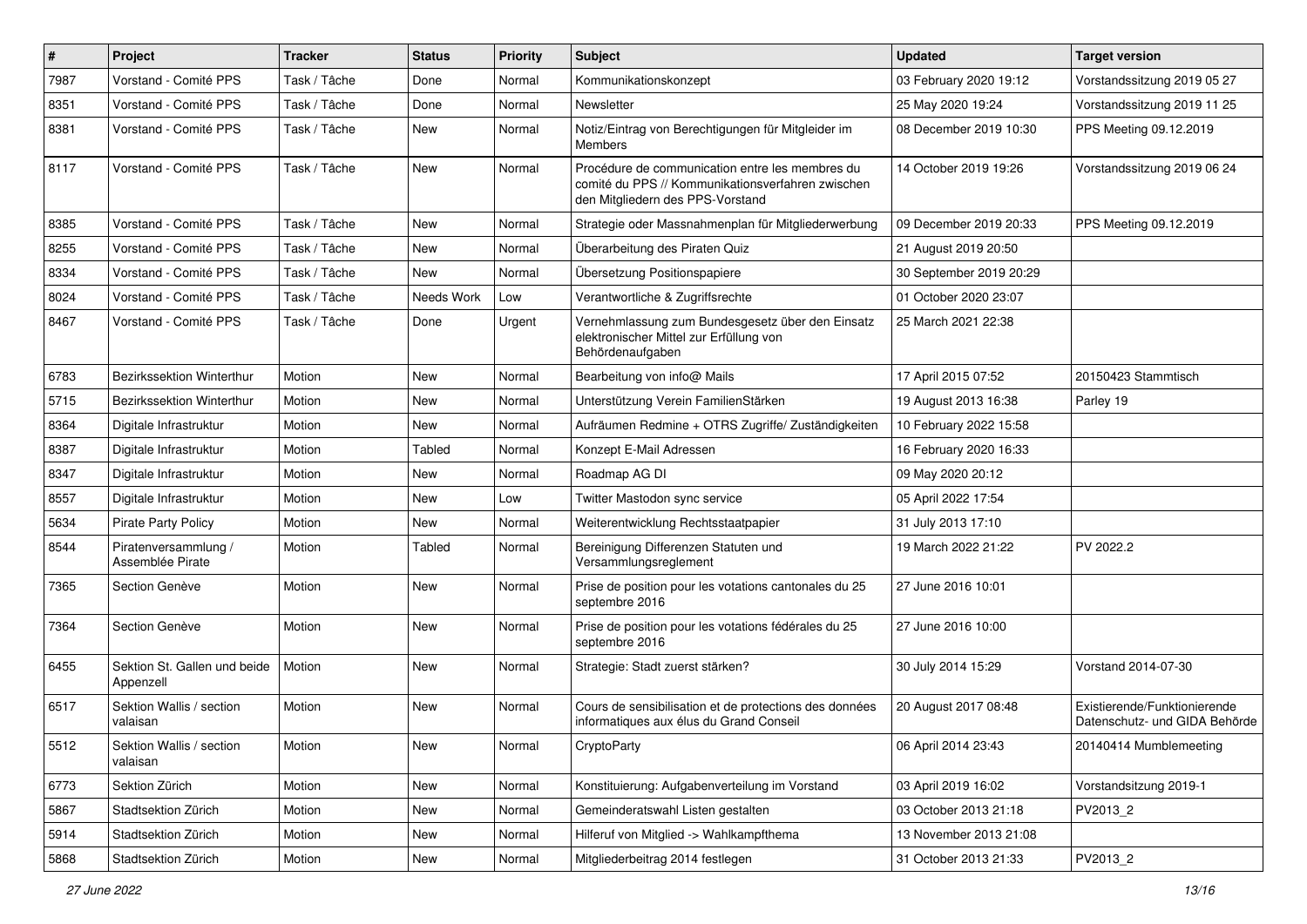| # | Project | Tracker | Status | Priority | Subject | Updated | Target version |
|---|---|---|---|---|---|---|---|
| 7987 | Vorstand - Comité PPS | Task / Tâche | Done | Normal | Kommunikationskonzept | 03 February 2020 19:12 | Vorstandssitzung 2019 05 27 |
| 8351 | Vorstand - Comité PPS | Task / Tâche | Done | Normal | Newsletter | 25 May 2020 19:24 | Vorstandssitzung 2019 11 25 |
| 8381 | Vorstand - Comité PPS | Task / Tâche | New | Normal | Notiz/Eintrag von Berechtigungen für Mitgleider im Members | 08 December 2019 10:30 | PPS Meeting 09.12.2019 |
| 8117 | Vorstand - Comité PPS | Task / Tâche | New | Normal | Procédure de communication entre les membres du comité du PPS // Kommunikationsverfahren zwischen den Mitgliedern des PPS-Vorstand | 14 October 2019 19:26 | Vorstandssitzung 2019 06 24 |
| 8385 | Vorstand - Comité PPS | Task / Tâche | New | Normal | Strategie oder Massnahmenplan für Mitgliederwerbung | 09 December 2019 20:33 | PPS Meeting 09.12.2019 |
| 8255 | Vorstand - Comité PPS | Task / Tâche | New | Normal | Überarbeitung des Piraten Quiz | 21 August 2019 20:50 | |
| 8334 | Vorstand - Comité PPS | Task / Tâche | New | Normal | Übersetzung Positionspapiere | 30 September 2019 20:29 | |
| 8024 | Vorstand - Comité PPS | Task / Tâche | Needs Work | Low | Verantwortliche & Zugriffsrechte | 01 October 2020 23:07 | |
| 8467 | Vorstand - Comité PPS | Task / Tâche | Done | Urgent | Vernehmlassung zum Bundesgesetz über den Einsatz elektronischer Mittel zur Erfüllung von Behördenaufgaben | 25 March 2021 22:38 | |
| 6783 | Bezirkssektion Winterthur | Motion | New | Normal | Bearbeitung von info@ Mails | 17 April 2015 07:52 | 20150423 Stammtisch |
| 5715 | Bezirkssektion Winterthur | Motion | New | Normal | Unterstützung Verein FamilienStärken | 19 August 2013 16:38 | Parley 19 |
| 8364 | Digitale Infrastruktur | Motion | New | Normal | Aufräumen Redmine + OTRS Zugriffe/ Zuständigkeiten | 10 February 2022 15:58 | |
| 8387 | Digitale Infrastruktur | Motion | Tabled | Normal | Konzept E-Mail Adressen | 16 February 2020 16:33 | |
| 8347 | Digitale Infrastruktur | Motion | New | Normal | Roadmap AG DI | 09 May 2020 20:12 | |
| 8557 | Digitale Infrastruktur | Motion | New | Low | Twitter Mastodon sync service | 05 April 2022 17:54 | |
| 5634 | Pirate Party Policy | Motion | New | Normal | Weiterentwicklung Rechtsstaatpapier | 31 July 2013 17:10 | |
| 8544 | Piratenversammlung / Assemblée Pirate | Motion | Tabled | Normal | Bereinigung Differenzen Statuten und Versammlungsreglement | 19 March 2022 21:22 | PV 2022.2 |
| 7365 | Section Genève | Motion | New | Normal | Prise de position pour les votations cantonales du 25 septembre 2016 | 27 June 2016 10:01 | |
| 7364 | Section Genève | Motion | New | Normal | Prise de position pour les votations fédérales du 25 septembre 2016 | 27 June 2016 10:00 | |
| 6455 | Sektion St. Gallen und beide Appenzell | Motion | New | Normal | Strategie: Stadt zuerst stärken? | 30 July 2014 15:29 | Vorstand 2014-07-30 |
| 6517 | Sektion Wallis / section valaisan | Motion | New | Normal | Cours de sensibilisation et de protections des données informatiques aux élus du Grand Conseil | 20 August 2017 08:48 | Existierende/Funktionierende Datenschutz- und GIDA Behörde |
| 5512 | Sektion Wallis / section valaisan | Motion | New | Normal | CryptoParty | 06 April 2014 23:43 | 20140414 Mumblemeeting |
| 6773 | Sektion Zürich | Motion | New | Normal | Konstituierung: Aufgabenverteilung im Vorstand | 03 April 2019 16:02 | Vorstandsitzung 2019-1 |
| 5867 | Stadtsektion Zürich | Motion | New | Normal | Gemeinderatswahl Listen gestalten | 03 October 2013 21:18 | PV2013_2 |
| 5914 | Stadtsektion Zürich | Motion | New | Normal | Hilferuf von Mitglied -> Wahlkampfthema | 13 November 2013 21:08 | |
| 5868 | Stadtsektion Zürich | Motion | New | Normal | Mitgliederbeitrag 2014 festlegen | 31 October 2013 21:33 | PV2013_2 |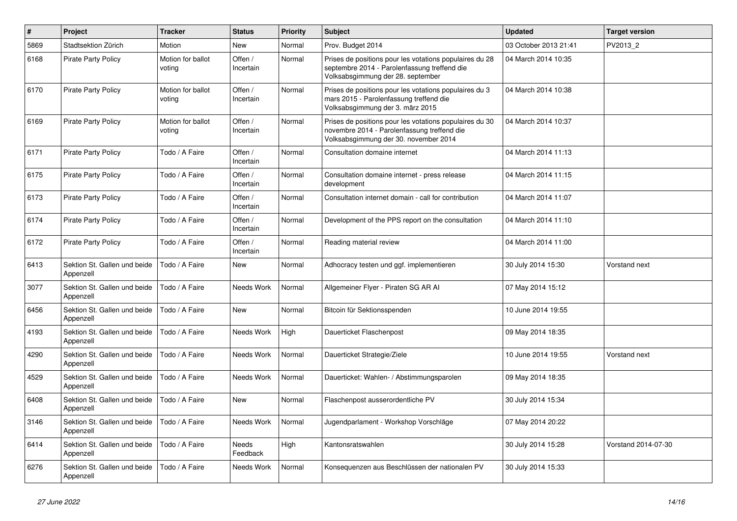| # | Project | Tracker | Status | Priority | Subject | Updated | Target version |
|---|---|---|---|---|---|---|---|
| 5869 | Stadtsektion Zürich | Motion | New | Normal | Prov. Budget 2014 | 03 October 2013 21:41 | PV2013_2 |
| 6168 | Pirate Party Policy | Motion for ballot voting | Offen / Incertain | Normal | Prises de positions pour les votations populaires du 28 septembre 2014 - Parolenfassung treffend die Volksabsgimmung der 28. september | 04 March 2014 10:35 | |
| 6170 | Pirate Party Policy | Motion for ballot voting | Offen / Incertain | Normal | Prises de positions pour les votations populaires du 3 mars 2015 - Parolenfassung treffend die Volksabsgimmung der 3. märz 2015 | 04 March 2014 10:38 | |
| 6169 | Pirate Party Policy | Motion for ballot voting | Offen / Incertain | Normal | Prises de positions pour les votations populaires du 30 novembre 2014 - Parolenfassung treffend die Volksabsgimmung der 30. november 2014 | 04 March 2014 10:37 | |
| 6171 | Pirate Party Policy | Todo / A Faire | Offen / Incertain | Normal | Consultation domaine internet | 04 March 2014 11:13 | |
| 6175 | Pirate Party Policy | Todo / A Faire | Offen / Incertain | Normal | Consultation domaine internet - press release development | 04 March 2014 11:15 | |
| 6173 | Pirate Party Policy | Todo / A Faire | Offen / Incertain | Normal | Consultation internet domain - call for contribution | 04 March 2014 11:07 | |
| 6174 | Pirate Party Policy | Todo / A Faire | Offen / Incertain | Normal | Development of the PPS report on the consultation | 04 March 2014 11:10 | |
| 6172 | Pirate Party Policy | Todo / A Faire | Offen / Incertain | Normal | Reading material review | 04 March 2014 11:00 | |
| 6413 | Sektion St. Gallen und beide Appenzell | Todo / A Faire | New | Normal | Adhocracy testen und ggf. implementieren | 30 July 2014 15:30 | Vorstand next |
| 3077 | Sektion St. Gallen und beide Appenzell | Todo / A Faire | Needs Work | Normal | Allgemeiner Flyer - Piraten SG AR AI | 07 May 2014 15:12 | |
| 6456 | Sektion St. Gallen und beide Appenzell | Todo / A Faire | New | Normal | Bitcoin für Sektionsspenden | 10 June 2014 19:55 | |
| 4193 | Sektion St. Gallen und beide Appenzell | Todo / A Faire | Needs Work | High | Dauerticket Flaschenpost | 09 May 2014 18:35 | |
| 4290 | Sektion St. Gallen und beide Appenzell | Todo / A Faire | Needs Work | Normal | Dauerticket Strategie/Ziele | 10 June 2014 19:55 | Vorstand next |
| 4529 | Sektion St. Gallen und beide Appenzell | Todo / A Faire | Needs Work | Normal | Dauerticket: Wahlen- / Abstimmungsparolen | 09 May 2014 18:35 | |
| 6408 | Sektion St. Gallen und beide Appenzell | Todo / A Faire | New | Normal | Flaschenpost ausserordentliche PV | 30 July 2014 15:34 | |
| 3146 | Sektion St. Gallen und beide Appenzell | Todo / A Faire | Needs Work | Normal | Jugendparlament - Workshop Vorschläge | 07 May 2014 20:22 | |
| 6414 | Sektion St. Gallen und beide Appenzell | Todo / A Faire | Needs Feedback | High | Kantonsratswahlen | 30 July 2014 15:28 | Vorstand 2014-07-30 |
| 6276 | Sektion St. Gallen und beide Appenzell | Todo / A Faire | Needs Work | Normal | Konsequenzen aus Beschlüssen der nationalen PV | 30 July 2014 15:33 | |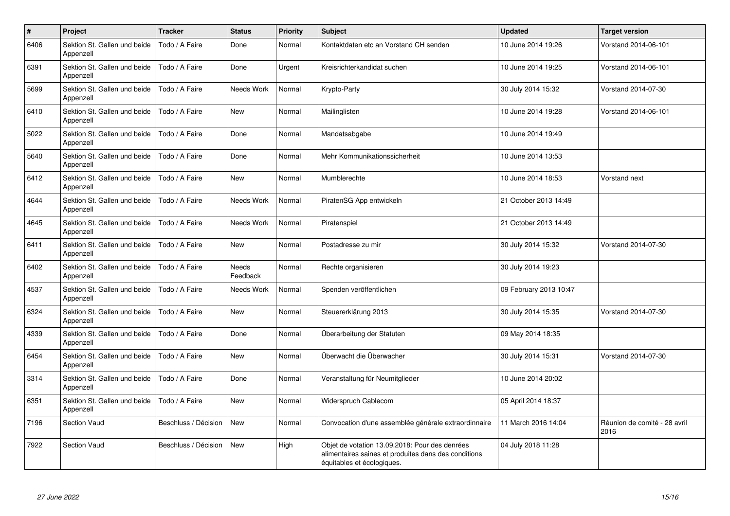| # | Project | Tracker | Status | Priority | Subject | Updated | Target version |
|---|---|---|---|---|---|---|---|
| 6406 | Sektion St. Gallen und beide Appenzell | Todo / A Faire | Done | Normal | Kontaktdaten etc an Vorstand CH senden | 10 June 2014 19:26 | Vorstand 2014-06-101 |
| 6391 | Sektion St. Gallen und beide Appenzell | Todo / A Faire | Done | Urgent | Kreisrichterkandidat suchen | 10 June 2014 19:25 | Vorstand 2014-06-101 |
| 5699 | Sektion St. Gallen und beide Appenzell | Todo / A Faire | Needs Work | Normal | Krypto-Party | 30 July 2014 15:32 | Vorstand 2014-07-30 |
| 6410 | Sektion St. Gallen und beide Appenzell | Todo / A Faire | New | Normal | Mailinglisten | 10 June 2014 19:28 | Vorstand 2014-06-101 |
| 5022 | Sektion St. Gallen und beide Appenzell | Todo / A Faire | Done | Normal | Mandatsabgabe | 10 June 2014 19:49 | |
| 5640 | Sektion St. Gallen und beide Appenzell | Todo / A Faire | Done | Normal | Mehr Kommunikationssicherheit | 10 June 2014 13:53 | |
| 6412 | Sektion St. Gallen und beide Appenzell | Todo / A Faire | New | Normal | Mumblerechte | 10 June 2014 18:53 | Vorstand next |
| 4644 | Sektion St. Gallen und beide Appenzell | Todo / A Faire | Needs Work | Normal | PiratenSG App entwickeln | 21 October 2013 14:49 | |
| 4645 | Sektion St. Gallen und beide Appenzell | Todo / A Faire | Needs Work | Normal | Piratenspiel | 21 October 2013 14:49 | |
| 6411 | Sektion St. Gallen und beide Appenzell | Todo / A Faire | New | Normal | Postadresse zu mir | 30 July 2014 15:32 | Vorstand 2014-07-30 |
| 6402 | Sektion St. Gallen und beide Appenzell | Todo / A Faire | Needs Feedback | Normal | Rechte organisieren | 30 July 2014 19:23 | |
| 4537 | Sektion St. Gallen und beide Appenzell | Todo / A Faire | Needs Work | Normal | Spenden veröffentlichen | 09 February 2013 10:47 | |
| 6324 | Sektion St. Gallen und beide Appenzell | Todo / A Faire | New | Normal | Steuererklärung 2013 | 30 July 2014 15:35 | Vorstand 2014-07-30 |
| 4339 | Sektion St. Gallen und beide Appenzell | Todo / A Faire | Done | Normal | Überarbeitung der Statuten | 09 May 2014 18:35 | |
| 6454 | Sektion St. Gallen und beide Appenzell | Todo / A Faire | New | Normal | Überwacht die Überwacher | 30 July 2014 15:31 | Vorstand 2014-07-30 |
| 3314 | Sektion St. Gallen und beide Appenzell | Todo / A Faire | Done | Normal | Veranstaltung für Neumitglieder | 10 June 2014 20:02 | |
| 6351 | Sektion St. Gallen und beide Appenzell | Todo / A Faire | New | Normal | Widerspruch Cablecom | 05 April 2014 18:37 | |
| 7196 | Section Vaud | Beschluss / Décision | New | Normal | Convocation d'une assemblée générale extraordinnaire | 11 March 2016 14:04 | Réunion de comité - 28 avril 2016 |
| 7922 | Section Vaud | Beschluss / Décision | New | High | Objet de votation 13.09.2018: Pour des denrées alimentaires saines et produites dans des conditions équitables et écologiques. | 04 July 2018 11:28 | |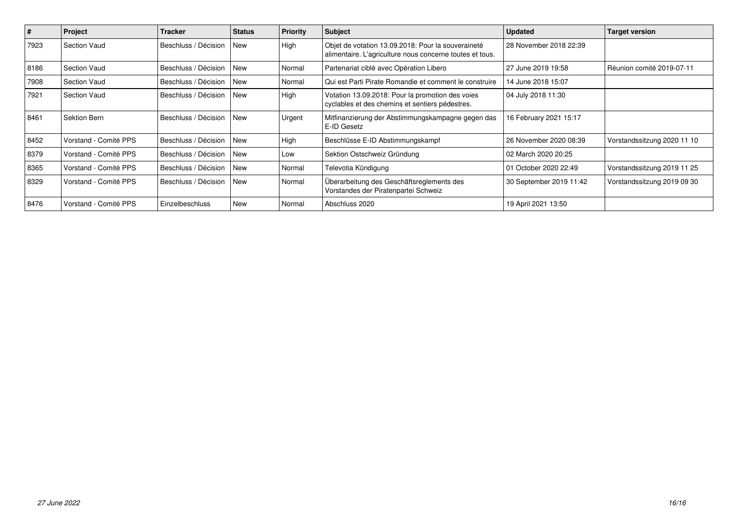| # | Project | Tracker | Status | Priority | Subject | Updated | Target version |
|---|---|---|---|---|---|---|---|
| 7923 | Section Vaud | Beschluss / Décision | New | High | Objet de votation 13.09.2018: Pour la souveraineté alimentaire. L'agriculture nous concerne toutes et tous. | 28 November 2018 22:39 | |
| 8186 | Section Vaud | Beschluss / Décision | New | Normal | Partenariat ciblé avec Opération Libero | 27 June 2019 19:58 | Réunion comité 2019-07-11 |
| 7908 | Section Vaud | Beschluss / Décision | New | Normal | Qui est Parti Pirate Romandie et comment le construire | 14 June 2018 15:07 | |
| 7921 | Section Vaud | Beschluss / Décision | New | High | Votation 13.09.2018: Pour la promotion des voies cyclables et des chemins et sentiers pédestres. | 04 July 2018 11:30 | |
| 8461 | Sektion Bern | Beschluss / Décision | New | Urgent | Mitfinanzierung der Abstimmungskampagne gegen das E-ID Gesetz | 16 February 2021 15:17 | |
| 8452 | Vorstand - Comité PPS | Beschluss / Décision | New | High | Beschlüsse E-ID Abstimmungskampf | 26 November 2020 08:39 | Vorstandssitzung 2020 11 10 |
| 8379 | Vorstand - Comité PPS | Beschluss / Décision | New | Low | Sektion Ostschweiz Gründung | 02 March 2020 20:25 | |
| 8365 | Vorstand - Comité PPS | Beschluss / Décision | New | Normal | Televotia Kündigung | 01 October 2020 22:49 | Vorstandssitzung 2019 11 25 |
| 8329 | Vorstand - Comité PPS | Beschluss / Décision | New | Normal | Überarbeitung des Geschäftsreglements des Vorstandes der Piratenpartei Schweiz | 30 September 2019 11:42 | Vorstandssitzung 2019 09 30 |
| 8476 | Vorstand - Comité PPS | Einzelbeschluss | New | Normal | Abschluss 2020 | 19 April 2021 13:50 | |

*27 June 2022*